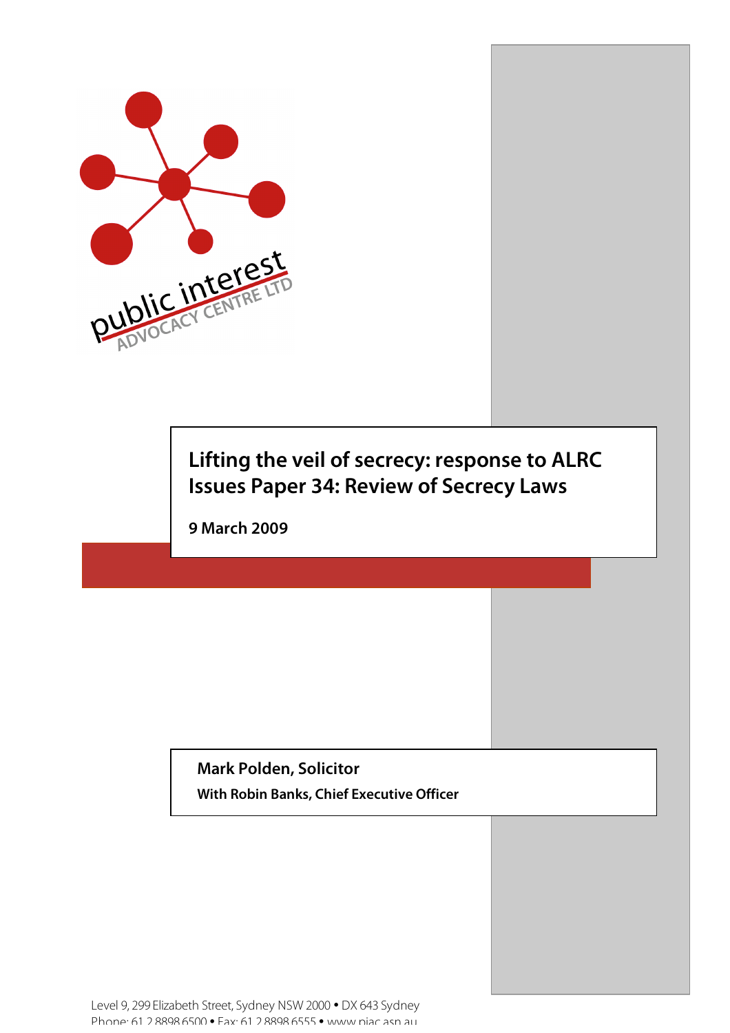public interest
ADVOCACY CENTRE LTD

# Lifting the veil of secrecy: response to ALRC Issues Paper 34: Review of Secrecy Laws

**9 March 2009**

**Mark Polden, Solicitor**

**With Robin Banks, Chief Executive Officer**

Level 9, 299 Elizabeth Street, Sydney NSW 2000 • DX 643 Sydney
Phone: 61 2 8898 6500 • Fax: 61 2 8898 6555 • www.piac.asn.au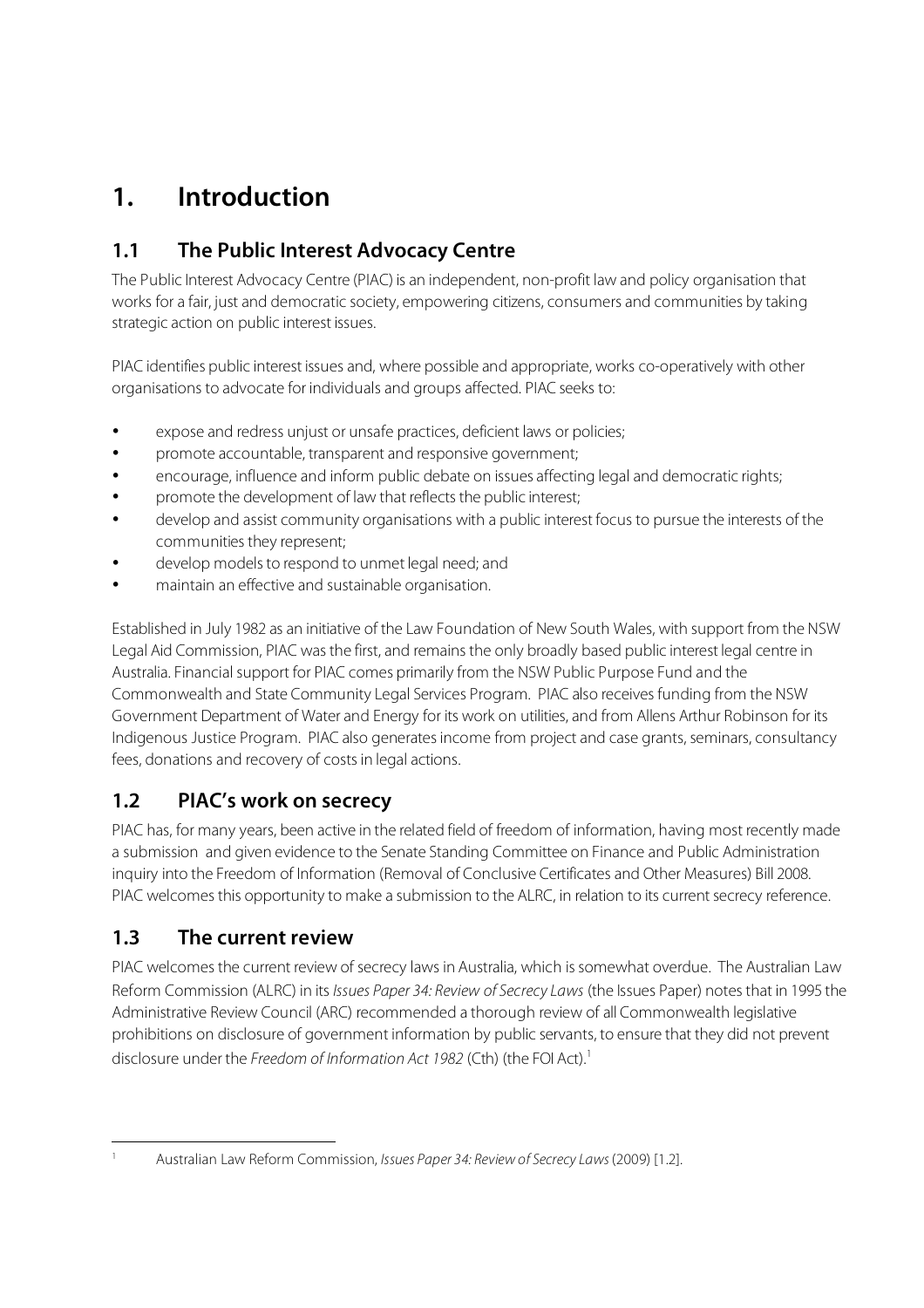# 1. Introduction

## 1.1 The Public Interest Advocacy Centre

The Public Interest Advocacy Centre (PIAC) is an independent, non-profit law and policy organisation that works for a fair, just and democratic society, empowering citizens, consumers and communities by taking strategic action on public interest issues.

PIAC identifies public interest issues and, where possible and appropriate, works co-operatively with other organisations to advocate for individuals and groups affected. PIAC seeks to:

- expose and redress unjust or unsafe practices, deficient laws or policies;
- promote accountable, transparent and responsive government;
- encourage, influence and inform public debate on issues affecting legal and democratic rights;
- promote the development of law that reflects the public interest;
- develop and assist community organisations with a public interest focus to pursue the interests of the communities they represent;
- develop models to respond to unmet legal need; and
- maintain an effective and sustainable organisation.

Established in July 1982 as an initiative of the Law Foundation of New South Wales, with support from the NSW Legal Aid Commission, PIAC was the first, and remains the only broadly based public interest legal centre in Australia. Financial support for PIAC comes primarily from the NSW Public Purpose Fund and the Commonwealth and State Community Legal Services Program. PIAC also receives funding from the NSW Government Department of Water and Energy for its work on utilities, and from Allens Arthur Robinson for its Indigenous Justice Program. PIAC also generates income from project and case grants, seminars, consultancy fees, donations and recovery of costs in legal actions.

## 1.2 PIAC's work on secrecy

PIAC has, for many years, been active in the related field of freedom of information, having most recently made a submission and given evidence to the Senate Standing Committee on Finance and Public Administration inquiry into the Freedom of Information (Removal of Conclusive Certificates and Other Measures) Bill 2008. PIAC welcomes this opportunity to make a submission to the ALRC, in relation to its current secrecy reference.

## 1.3 The current review

PIAC welcomes the current review of secrecy laws in Australia, which is somewhat overdue. The Australian Law Reform Commission (ALRC) in its *Issues Paper 34: Review of Secrecy Laws* (the Issues Paper) notes that in 1995 the Administrative Review Council (ARC) recommended a thorough review of all Commonwealth legislative prohibitions on disclosure of government information by public servants, to ensure that they did not prevent disclosure under the *Freedom of Information Act 1982* (Cth) (the FOI Act).[1]

---

[1] Australian Law Reform Commission, *Issues Paper 34: Review of Secrecy Laws* (2009) [1.2].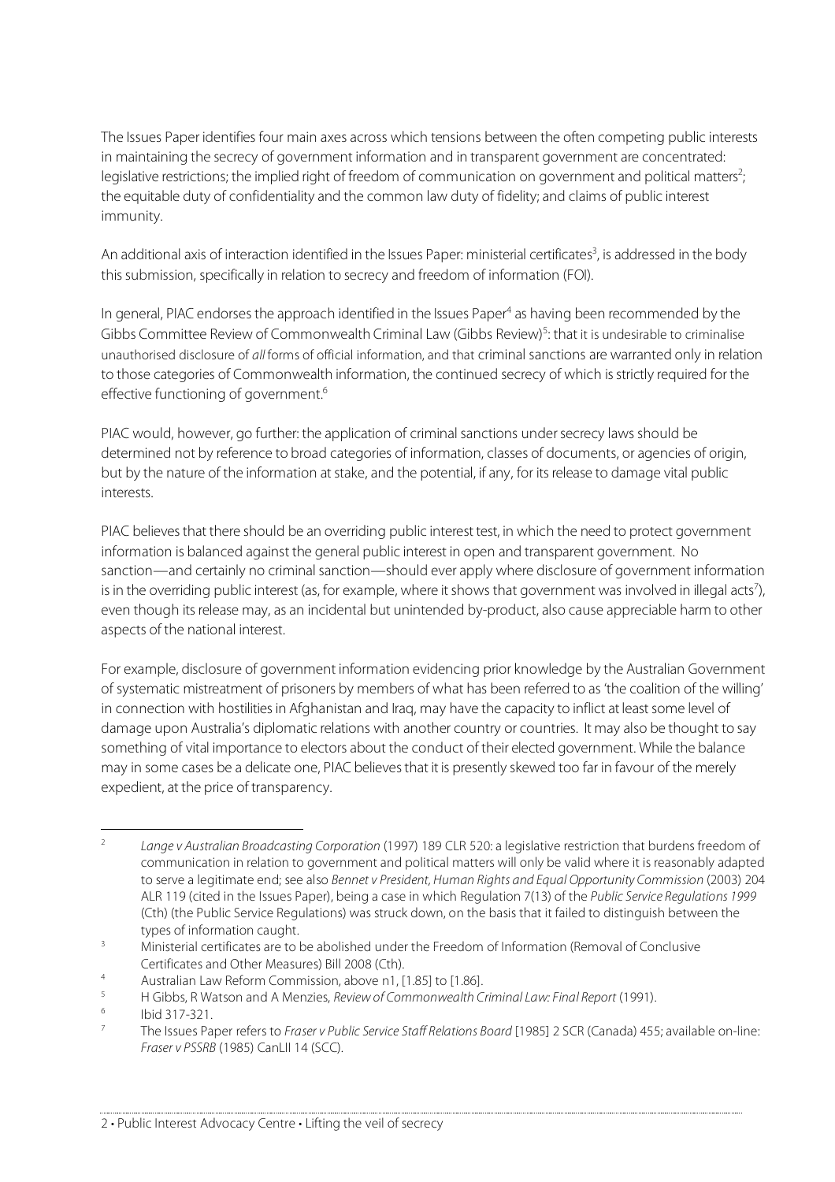The Issues Paper identifies four main axes across which tensions between the often competing public interests in maintaining the secrecy of government information and in transparent government are concentrated: legislative restrictions; the implied right of freedom of communication on government and political matters[2]; the equitable duty of confidentiality and the common law duty of fidelity; and claims of public interest immunity.

An additional axis of interaction identified in the Issues Paper: ministerial certificates[3], is addressed in the body this submission, specifically in relation to secrecy and freedom of information (FOI).

In general, PIAC endorses the approach identified in the Issues Paper[4] as having been recommended by the Gibbs Committee Review of Commonwealth Criminal Law (Gibbs Review)[5]: that it is undesirable to criminalise unauthorised disclosure of *all* forms of official information, and that criminal sanctions are warranted only in relation to those categories of Commonwealth information, the continued secrecy of which is strictly required for the effective functioning of government.[6]

PIAC would, however, go further: the application of criminal sanctions under secrecy laws should be determined not by reference to broad categories of information, classes of documents, or agencies of origin, but by the nature of the information at stake, and the potential, if any, for its release to damage vital public interests.

PIAC believes that there should be an overriding public interest test, in which the need to protect government information is balanced against the general public interest in open and transparent government. No sanction—and certainly no criminal sanction—should ever apply where disclosure of government information is in the overriding public interest (as, for example, where it shows that government was involved in illegal acts[7]), even though its release may, as an incidental but unintended by-product, also cause appreciable harm to other aspects of the national interest.

For example, disclosure of government information evidencing prior knowledge by the Australian Government of systematic mistreatment of prisoners by members of what has been referred to as 'the coalition of the willing' in connection with hostilities in Afghanistan and Iraq, may have the capacity to inflict at least some level of damage upon Australia's diplomatic relations with another country or countries. It may also be thought to say something of vital importance to electors about the conduct of their elected government. While the balance may in some cases be a delicate one, PIAC believes that it is presently skewed too far in favour of the merely expedient, at the price of transparency.

---

[2] *Lange v Australian Broadcasting Corporation* (1997) 189 CLR 520: a legislative restriction that burdens freedom of communication in relation to government and political matters will only be valid where it is reasonably adapted to serve a legitimate end; see also *Bennet v President, Human Rights and Equal Opportunity Commission* (2003) 204 ALR 119 (cited in the Issues Paper), being a case in which Regulation 7(13) of the *Public Service Regulations 1999* (Cth) (the Public Service Regulations) was struck down, on the basis that it failed to distinguish between the types of information caught.

[3] Ministerial certificates are to be abolished under the Freedom of Information (Removal of Conclusive Certificates and Other Measures) Bill 2008 (Cth).

[4] Australian Law Reform Commission, above n1, [1.85] to [1.86].

[5] H Gibbs, R Watson and A Menzies, *Review of Commonwealth Criminal Law: Final Report* (1991).

[6] Ibid 317-321.

[7] The Issues Paper refers to *Fraser v Public Service Staff Relations Board* [1985] 2 SCR (Canada) 455; available on-line: *Fraser v PSSRB* (1985) CanLII 14 (SCC).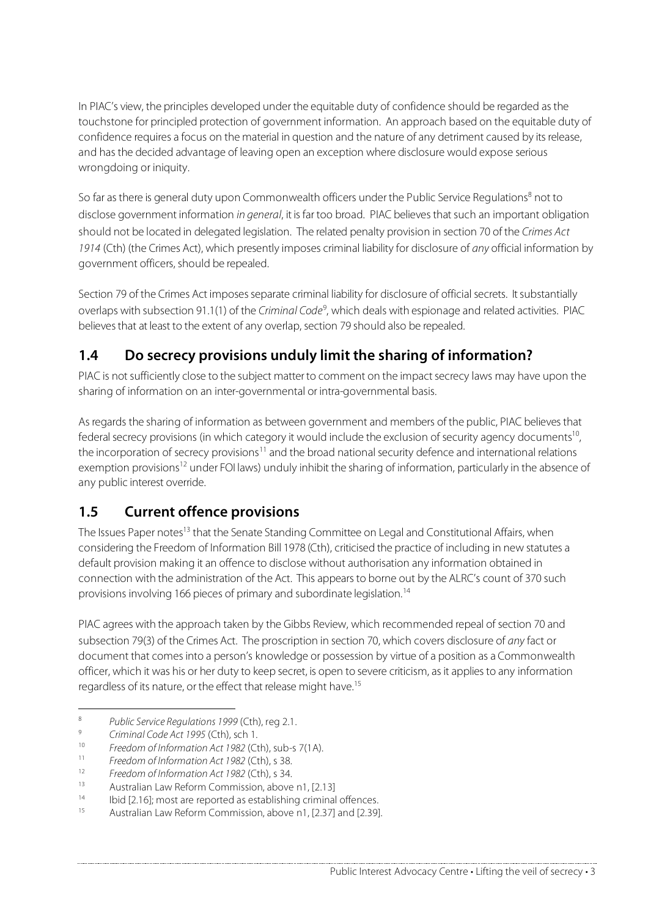In PIAC's view, the principles developed under the equitable duty of confidence should be regarded as the touchstone for principled protection of government information. An approach based on the equitable duty of confidence requires a focus on the material in question and the nature of any detriment caused by its release, and has the decided advantage of leaving open an exception where disclosure would expose serious wrongdoing or iniquity.

So far as there is general duty upon Commonwealth officers under the Public Service Regulations[8] not to disclose government information *in general*, it is far too broad. PIAC believes that such an important obligation should not be located in delegated legislation. The related penalty provision in section 70 of the *Crimes Act 1914* (Cth) (the Crimes Act), which presently imposes criminal liability for disclosure of *any* official information by government officers, should be repealed.

Section 79 of the Crimes Act imposes separate criminal liability for disclosure of official secrets. It substantially overlaps with subsection 91.1(1) of the *Criminal Code*[9], which deals with espionage and related activities. PIAC believes that at least to the extent of any overlap, section 79 should also be repealed.

## 1.4 Do secrecy provisions unduly limit the sharing of information?

PIAC is not sufficiently close to the subject matter to comment on the impact secrecy laws may have upon the sharing of information on an inter-governmental or intra-governmental basis.

As regards the sharing of information as between government and members of the public, PIAC believes that federal secrecy provisions (in which category it would include the exclusion of security agency documents[10], the incorporation of secrecy provisions[11] and the broad national security defence and international relations exemption provisions[12] under FOI laws) unduly inhibit the sharing of information, particularly in the absence of any public interest override.

## 1.5 Current offence provisions

The Issues Paper notes[13] that the Senate Standing Committee on Legal and Constitutional Affairs, when considering the Freedom of Information Bill 1978 (Cth), criticised the practice of including in new statutes a default provision making it an offence to disclose without authorisation any information obtained in connection with the administration of the Act. This appears to borne out by the ALRC's count of 370 such provisions involving 166 pieces of primary and subordinate legislation.[14]

PIAC agrees with the approach taken by the Gibbs Review, which recommended repeal of section 70 and subsection 79(3) of the Crimes Act. The proscription in section 70, which covers disclosure of *any* fact or document that comes into a person's knowledge or possession by virtue of a position as a Commonwealth officer, which it was his or her duty to keep secret, is open to severe criticism, as it applies to any information regardless of its nature, or the effect that release might have.[15]

---

[8] *Public Service Regulations 1999* (Cth), reg 2.1.

[9] *Criminal Code Act 1995* (Cth), sch 1.

[10] *Freedom of Information Act 1982* (Cth), sub-s 7(1A).

[11] *Freedom of Information Act 1982* (Cth), s 38.

[12] *Freedom of Information Act 1982* (Cth), s 34.

[13] Australian Law Reform Commission, above n1, [2.13]

[14] Ibid [2.16]; most are reported as establishing criminal offences.

[15] Australian Law Reform Commission, above n1, [2.37] and [2.39].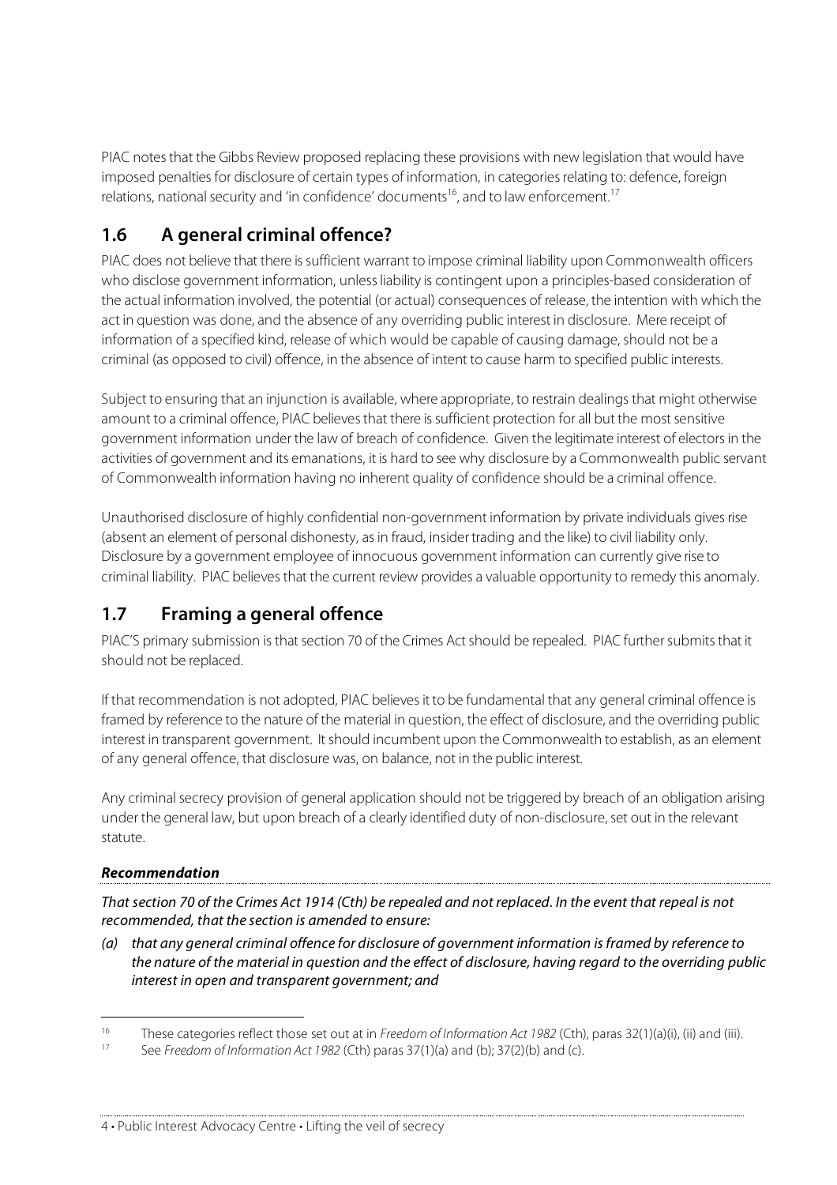PIAC notes that the Gibbs Review proposed replacing these provisions with new legislation that would have imposed penalties for disclosure of certain types of information, in categories relating to: defence, foreign relations, national security and 'in confidence' documents[16], and to law enforcement.[17]

## 1.6 A general criminal offence?

PIAC does not believe that there is sufficient warrant to impose criminal liability upon Commonwealth officers who disclose government information, unless liability is contingent upon a principles-based consideration of the actual information involved, the potential (or actual) consequences of release, the intention with which the act in question was done, and the absence of any overriding public interest in disclosure. Mere receipt of information of a specified kind, release of which would be capable of causing damage, should not be a criminal (as opposed to civil) offence, in the absence of intent to cause harm to specified public interests.

Subject to ensuring that an injunction is available, where appropriate, to restrain dealings that might otherwise amount to a criminal offence, PIAC believes that there is sufficient protection for all but the most sensitive government information under the law of breach of confidence. Given the legitimate interest of electors in the activities of government and its emanations, it is hard to see why disclosure by a Commonwealth public servant of Commonwealth information having no inherent quality of confidence should be a criminal offence.

Unauthorised disclosure of highly confidential non-government information by private individuals gives rise (absent an element of personal dishonesty, as in fraud, insider trading and the like) to civil liability only. Disclosure by a government employee of innocuous government information can currently give rise to criminal liability. PIAC believes that the current review provides a valuable opportunity to remedy this anomaly.

## 1.7 Framing a general offence

PIAC'S primary submission is that section 70 of the Crimes Act should be repealed. PIAC further submits that it should not be replaced.

If that recommendation is not adopted, PIAC believes it to be fundamental that any general criminal offence is framed by reference to the nature of the material in question, the effect of disclosure, and the overriding public interest in transparent government. It should incumbent upon the Commonwealth to establish, as an element of any general offence, that disclosure was, on balance, not in the public interest.

Any criminal secrecy provision of general application should not be triggered by breach of an obligation arising under the general law, but upon breach of a clearly identified duty of non-disclosure, set out in the relevant statute.

***Recommendation***

*That section 70 of the Crimes Act 1914 (Cth) be repealed and not replaced. In the event that repeal is not recommended, that the section is amended to ensure:*

*(a) that any general criminal offence for disclosure of government information is framed by reference to the nature of the material in question and the effect of disclosure, having regard to the overriding public interest in open and transparent government; and*

---

16 These categories reflect those set out at in *Freedom of Information Act 1982* (Cth), paras 32(1)(a)(i), (ii) and (iii).

17 See *Freedom of Information Act 1982* (Cth) paras 37(1)(a) and (b); 37(2)(b) and (c).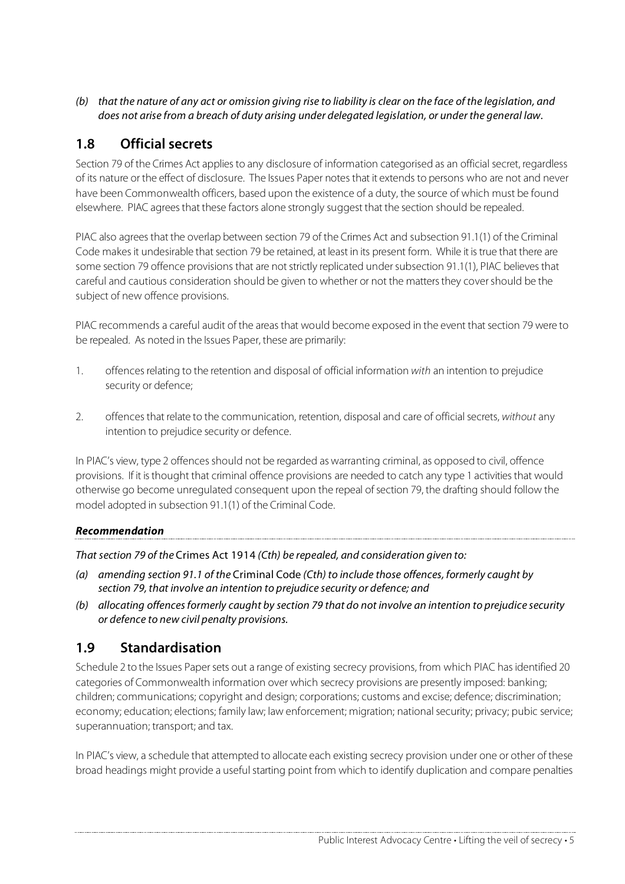*(b) that the nature of any act or omission giving rise to liability is clear on the face of the legislation, and does not arise from a breach of duty arising under delegated legislation, or under the general law.*

## 1.8 Official secrets

Section 79 of the Crimes Act applies to any disclosure of information categorised as an official secret, regardless of its nature or the effect of disclosure. The Issues Paper notes that it extends to persons who are not and never have been Commonwealth officers, based upon the existence of a duty, the source of which must be found elsewhere. PIAC agrees that these factors alone strongly suggest that the section should be repealed.

PIAC also agrees that the overlap between section 79 of the Crimes Act and subsection 91.1(1) of the Criminal Code makes it undesirable that section 79 be retained, at least in its present form. While it is true that there are some section 79 offence provisions that are not strictly replicated under subsection 91.1(1), PIAC believes that careful and cautious consideration should be given to whether or not the matters they cover should be the subject of new offence provisions.

PIAC recommends a careful audit of the areas that would become exposed in the event that section 79 were to be repealed. As noted in the Issues Paper, these are primarily:

1. offences relating to the retention and disposal of official information *with* an intention to prejudice security or defence;

2. offences that relate to the communication, retention, disposal and care of official secrets, *without* any intention to prejudice security or defence.

In PIAC's view, type 2 offences should not be regarded as warranting criminal, as opposed to civil, offence provisions. If it is thought that criminal offence provisions are needed to catch any type 1 activities that would otherwise go become unregulated consequent upon the repeal of section 79, the drafting should follow the model adopted in subsection 91.1(1) of the Criminal Code.

***Recommendation***

*That section 79 of the* Crimes Act 1914 *(Cth) be repealed, and consideration given to:*

*(a) amending section 91.1 of the* Criminal Code *(Cth) to include those offences, formerly caught by section 79, that involve an intention to prejudice security or defence; and*

*(b) allocating offences formerly caught by section 79 that do not involve an intention to prejudice security or defence to new civil penalty provisions.*

## 1.9 Standardisation

Schedule 2 to the Issues Paper sets out a range of existing secrecy provisions, from which PIAC has identified 20 categories of Commonwealth information over which secrecy provisions are presently imposed: banking; children; communications; copyright and design; corporations; customs and excise; defence; discrimination; economy; education; elections; family law; law enforcement; migration; national security; privacy; pubic service; superannuation; transport; and tax.

In PIAC's view, a schedule that attempted to allocate each existing secrecy provision under one or other of these broad headings might provide a useful starting point from which to identify duplication and compare penalties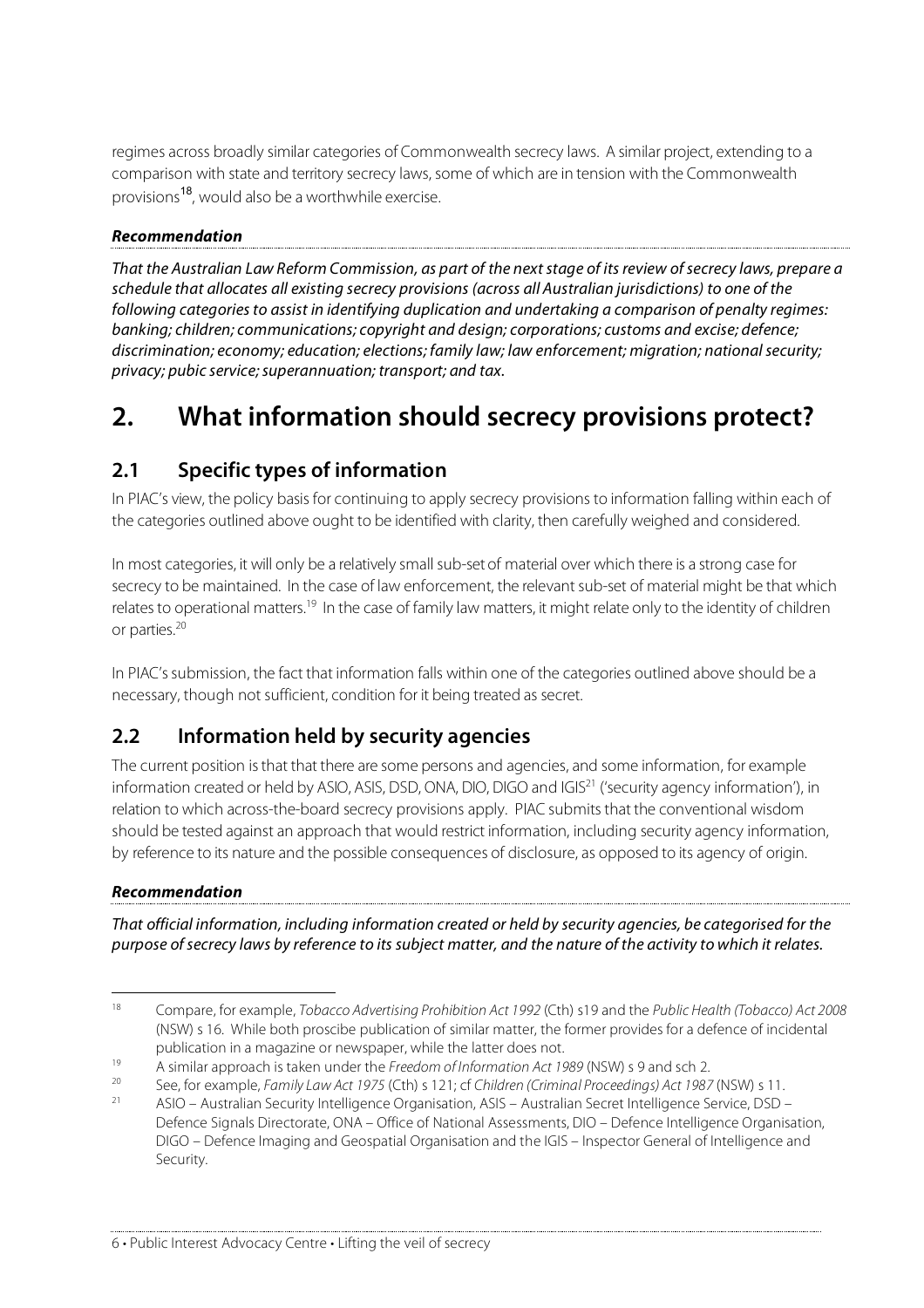regimes across broadly similar categories of Commonwealth secrecy laws. A similar project, extending to a comparison with state and territory secrecy laws, some of which are in tension with the Commonwealth provisions[18], would also be a worthwhile exercise.

***Recommendation***

*That the Australian Law Reform Commission, as part of the next stage of its review of secrecy laws, prepare a schedule that allocates all existing secrecy provisions (across all Australian jurisdictions) to one of the following categories to assist in identifying duplication and undertaking a comparison of penalty regimes: banking; children; communications; copyright and design; corporations; customs and excise; defence; discrimination; economy; education; elections; family law; law enforcement; migration; national security; privacy; pubic service; superannuation; transport; and tax.*

# 2. What information should secrecy provisions protect?

## 2.1 Specific types of information

In PIAC's view, the policy basis for continuing to apply secrecy provisions to information falling within each of the categories outlined above ought to be identified with clarity, then carefully weighed and considered.

In most categories, it will only be a relatively small sub-set of material over which there is a strong case for secrecy to be maintained. In the case of law enforcement, the relevant sub-set of material might be that which relates to operational matters.[19] In the case of family law matters, it might relate only to the identity of children or parties.[20]

In PIAC's submission, the fact that information falls within one of the categories outlined above should be a necessary, though not sufficient, condition for it being treated as secret.

## 2.2 Information held by security agencies

The current position is that that there are some persons and agencies, and some information, for example information created or held by ASIO, ASIS, DSD, ONA, DIO, DIGO and IGIS[21] ('security agency information'), in relation to which across-the-board secrecy provisions apply. PIAC submits that the conventional wisdom should be tested against an approach that would restrict information, including security agency information, by reference to its nature and the possible consequences of disclosure, as opposed to its agency of origin.

***Recommendation***

*That official information, including information created or held by security agencies, be categorised for the purpose of secrecy laws by reference to its subject matter, and the nature of the activity to which it relates.*

---

[18] Compare, for example, *Tobacco Advertising Prohibition Act 1992* (Cth) s19 and the *Public Health (Tobacco) Act 2008* (NSW) s 16. While both proscibe publication of similar matter, the former provides for a defence of incidental publication in a magazine or newspaper, while the latter does not.

[19] A similar approach is taken under the *Freedom of Information Act 1989* (NSW) s 9 and sch 2.

[20] See, for example, *Family Law Act 1975* (Cth) s 121; cf *Children (Criminal Proceedings) Act 1987* (NSW) s 11.

[21] ASIO – Australian Security Intelligence Organisation, ASIS – Australian Secret Intelligence Service, DSD – Defence Signals Directorate, ONA – Office of National Assessments, DIO – Defence Intelligence Organisation, DIGO – Defence Imaging and Geospatial Organisation and the IGIS – Inspector General of Intelligence and Security.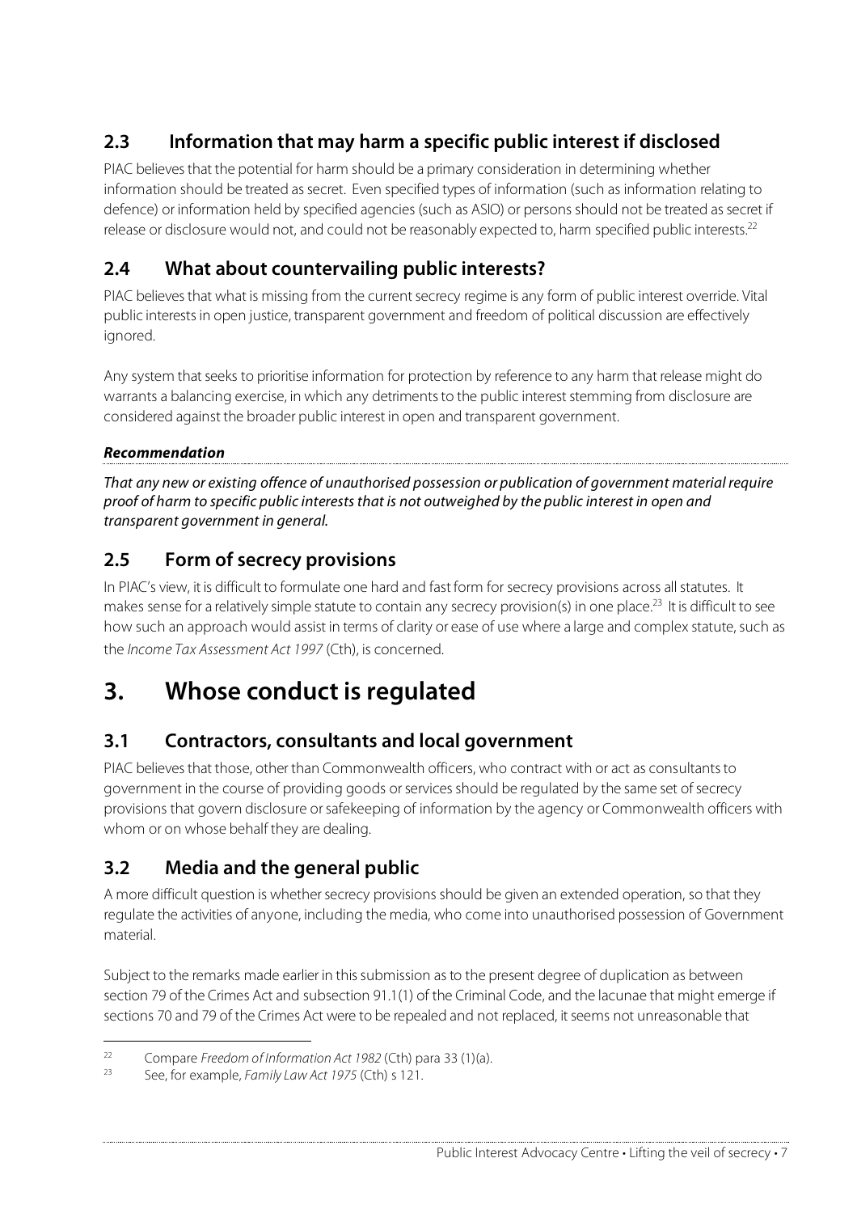### 2.3 Information that may harm a specific public interest if disclosed

PIAC believes that the potential for harm should be a primary consideration in determining whether information should be treated as secret. Even specified types of information (such as information relating to defence) or information held by specified agencies (such as ASIO) or persons should not be treated as secret if release or disclosure would not, and could not be reasonably expected to, harm specified public interests.[22]

### 2.4 What about countervailing public interests?

PIAC believes that what is missing from the current secrecy regime is any form of public interest override. Vital public interests in open justice, transparent government and freedom of political discussion are effectively ignored.

Any system that seeks to prioritise information for protection by reference to any harm that release might do warrants a balancing exercise, in which any detriments to the public interest stemming from disclosure are considered against the broader public interest in open and transparent government.

***Recommendation***

*That any new or existing offence of unauthorised possession or publication of government material require proof of harm to specific public interests that is not outweighed by the public interest in open and transparent government in general.*

### 2.5 Form of secrecy provisions

In PIAC's view, it is difficult to formulate one hard and fast form for secrecy provisions across all statutes. It makes sense for a relatively simple statute to contain any secrecy provision(s) in one place.[23] It is difficult to see how such an approach would assist in terms of clarity or ease of use where a large and complex statute, such as the *Income Tax Assessment Act 1997* (Cth), is concerned.

## 3. Whose conduct is regulated

### 3.1 Contractors, consultants and local government

PIAC believes that those, other than Commonwealth officers, who contract with or act as consultants to government in the course of providing goods or services should be regulated by the same set of secrecy provisions that govern disclosure or safekeeping of information by the agency or Commonwealth officers with whom or on whose behalf they are dealing.

### 3.2 Media and the general public

A more difficult question is whether secrecy provisions should be given an extended operation, so that they regulate the activities of anyone, including the media, who come into unauthorised possession of Government material.

Subject to the remarks made earlier in this submission as to the present degree of duplication as between section 79 of the Crimes Act and subsection 91.1(1) of the Criminal Code, and the lacunae that might emerge if sections 70 and 79 of the Crimes Act were to be repealed and not replaced, it seems not unreasonable that

---

[22] Compare *Freedom of Information Act 1982* (Cth) para 33 (1)(a).

[23] See, for example, *Family Law Act 1975* (Cth) s 121.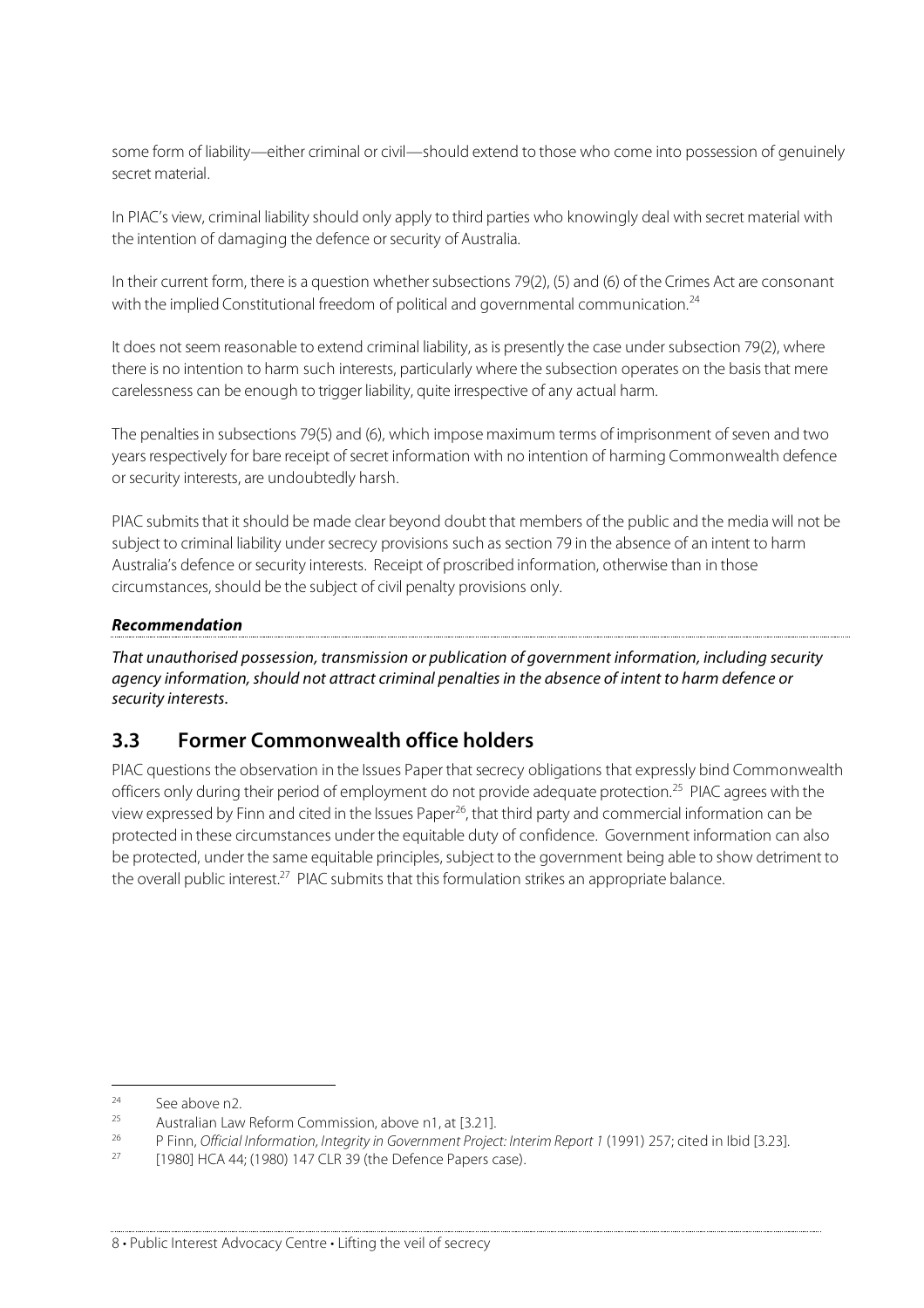some form of liability—either criminal or civil—should extend to those who come into possession of genuinely secret material.

In PIAC's view, criminal liability should only apply to third parties who knowingly deal with secret material with the intention of damaging the defence or security of Australia.

In their current form, there is a question whether subsections 79(2), (5) and (6) of the Crimes Act are consonant with the implied Constitutional freedom of political and governmental communication.[24]

It does not seem reasonable to extend criminal liability, as is presently the case under subsection 79(2), where there is no intention to harm such interests, particularly where the subsection operates on the basis that mere carelessness can be enough to trigger liability, quite irrespective of any actual harm.

The penalties in subsections 79(5) and (6), which impose maximum terms of imprisonment of seven and two years respectively for bare receipt of secret information with no intention of harming Commonwealth defence or security interests, are undoubtedly harsh.

PIAC submits that it should be made clear beyond doubt that members of the public and the media will not be subject to criminal liability under secrecy provisions such as section 79 in the absence of an intent to harm Australia's defence or security interests. Receipt of proscribed information, otherwise than in those circumstances, should be the subject of civil penalty provisions only.

***Recommendation***

*That unauthorised possession, transmission or publication of government information, including security agency information, should not attract criminal penalties in the absence of intent to harm defence or security interests.*

## 3.3 Former Commonwealth office holders

PIAC questions the observation in the Issues Paper that secrecy obligations that expressly bind Commonwealth officers only during their period of employment do not provide adequate protection.[25] PIAC agrees with the view expressed by Finn and cited in the Issues Paper[26], that third party and commercial information can be protected in these circumstances under the equitable duty of confidence. Government information can also be protected, under the same equitable principles, subject to the government being able to show detriment to the overall public interest.[27] PIAC submits that this formulation strikes an appropriate balance.

---

[24] See above n2.

[25] Australian Law Reform Commission, above n1, at [3.21].

[26] P Finn, *Official Information, Integrity in Government Project: Interim Report 1* (1991) 257; cited in Ibid [3.23].

[27] [1980] HCA 44; (1980) 147 CLR 39 (the Defence Papers case).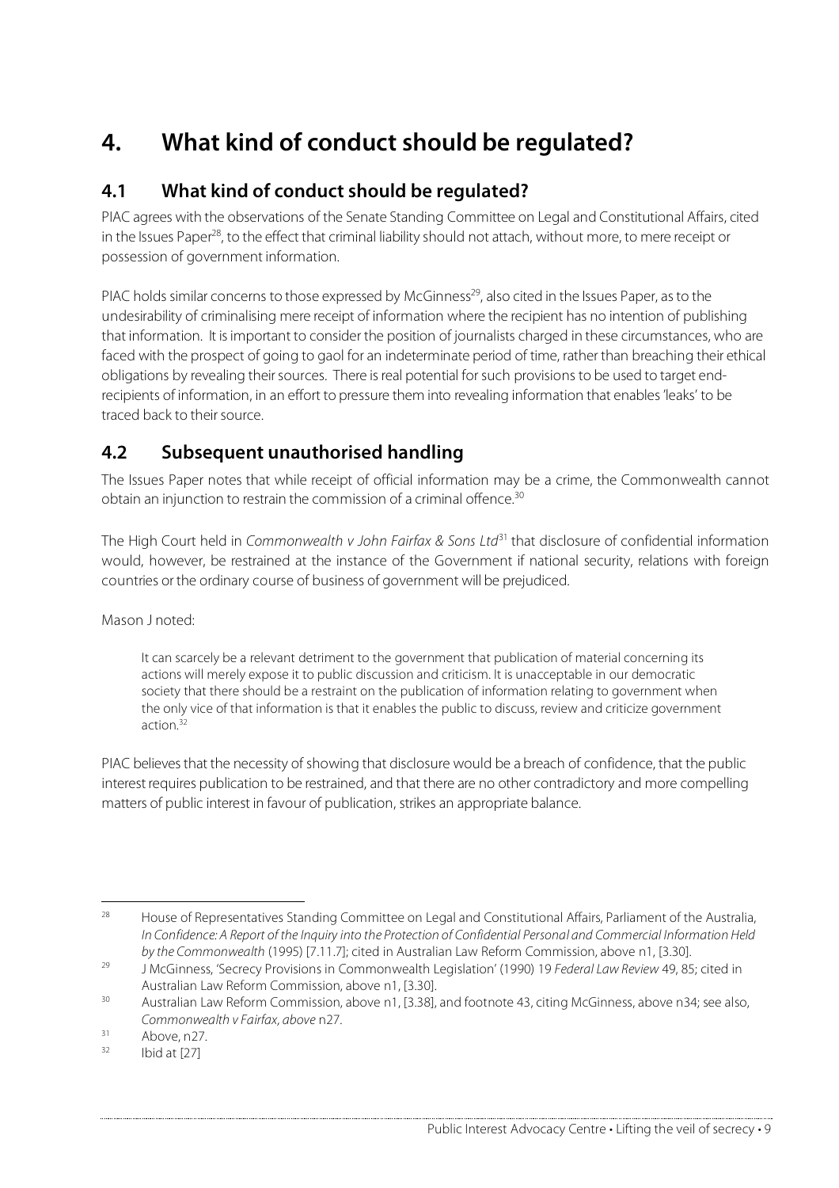# 4. What kind of conduct should be regulated?

## 4.1 What kind of conduct should be regulated?

PIAC agrees with the observations of the Senate Standing Committee on Legal and Constitutional Affairs, cited in the Issues Paper[28], to the effect that criminal liability should not attach, without more, to mere receipt or possession of government information.

PIAC holds similar concerns to those expressed by McGinness[29], also cited in the Issues Paper, as to the undesirability of criminalising mere receipt of information where the recipient has no intention of publishing that information. It is important to consider the position of journalists charged in these circumstances, who are faced with the prospect of going to gaol for an indeterminate period of time, rather than breaching their ethical obligations by revealing their sources. There is real potential for such provisions to be used to target end-recipients of information, in an effort to pressure them into revealing information that enables 'leaks' to be traced back to their source.

## 4.2 Subsequent unauthorised handling

The Issues Paper notes that while receipt of official information may be a crime, the Commonwealth cannot obtain an injunction to restrain the commission of a criminal offence.[30]

The High Court held in *Commonwealth v John Fairfax & Sons Ltd*[31] that disclosure of confidential information would, however, be restrained at the instance of the Government if national security, relations with foreign countries or the ordinary course of business of government will be prejudiced.

Mason J noted:

> It can scarcely be a relevant detriment to the government that publication of material concerning its actions will merely expose it to public discussion and criticism. It is unacceptable in our democratic society that there should be a restraint on the publication of information relating to government when the only vice of that information is that it enables the public to discuss, review and criticize government action.[32]

PIAC believes that the necessity of showing that disclosure would be a breach of confidence, that the public interest requires publication to be restrained, and that there are no other contradictory and more compelling matters of public interest in favour of publication, strikes an appropriate balance.

---

[28] House of Representatives Standing Committee on Legal and Constitutional Affairs, Parliament of the Australia, *In Confidence: A Report of the Inquiry into the Protection of Confidential Personal and Commercial Information Held by the Commonwealth* (1995) [7.11.7]; cited in Australian Law Reform Commission, above n1, [3.30].

[29] J McGinness, 'Secrecy Provisions in Commonwealth Legislation' (1990) 19 *Federal Law Review* 49, 85; cited in Australian Law Reform Commission, above n1, [3.30].

[30] Australian Law Reform Commission, above n1, [3.38], and footnote 43, citing McGinness, above n34; see also, *Commonwealth v Fairfax*, *above* n27.

[31] Above, n27.

[32] Ibid at [27]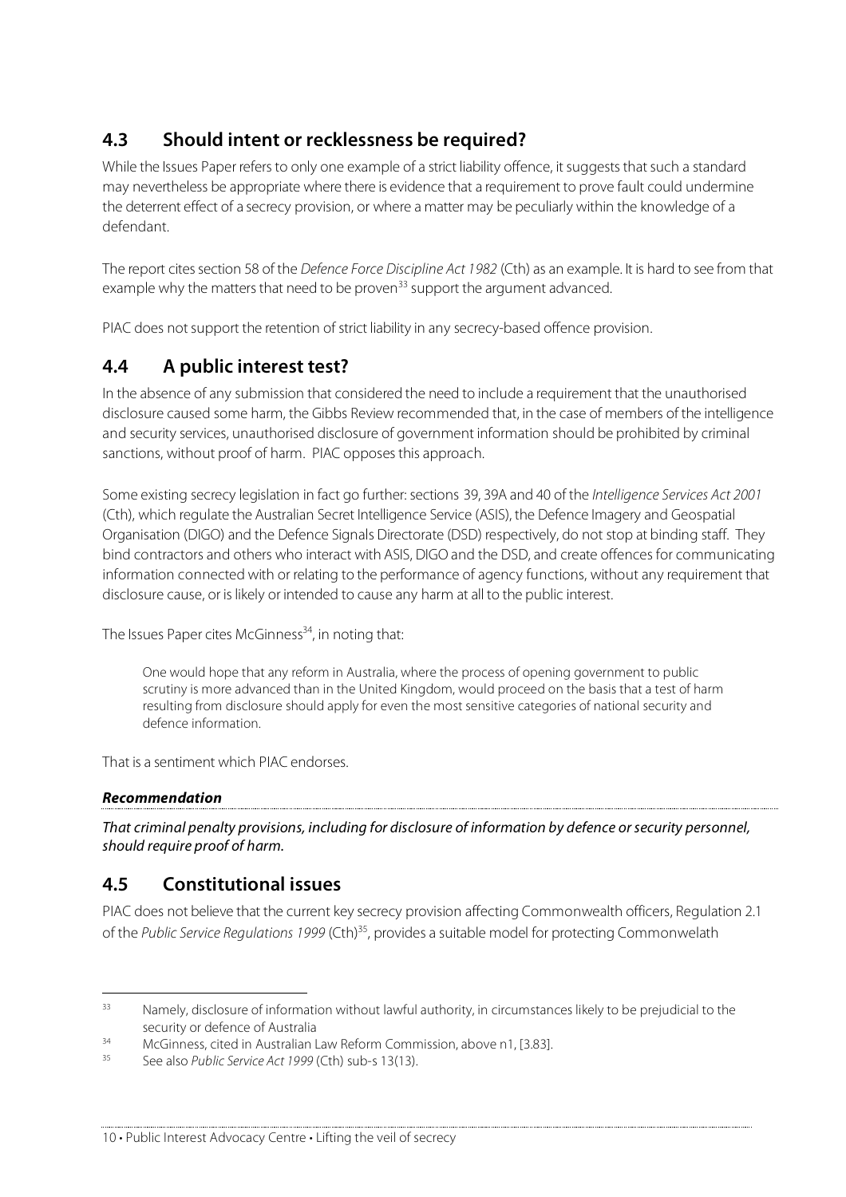## 4.3 Should intent or recklessness be required?

While the Issues Paper refers to only one example of a strict liability offence, it suggests that such a standard may nevertheless be appropriate where there is evidence that a requirement to prove fault could undermine the deterrent effect of a secrecy provision, or where a matter may be peculiarly within the knowledge of a defendant.

The report cites section 58 of the *Defence Force Discipline Act 1982* (Cth) as an example. It is hard to see from that example why the matters that need to be proven[33] support the argument advanced.

PIAC does not support the retention of strict liability in any secrecy-based offence provision.

## 4.4 A public interest test?

In the absence of any submission that considered the need to include a requirement that the unauthorised disclosure caused some harm, the Gibbs Review recommended that, in the case of members of the intelligence and security services, unauthorised disclosure of government information should be prohibited by criminal sanctions, without proof of harm. PIAC opposes this approach.

Some existing secrecy legislation in fact go further: sections 39, 39A and 40 of the *Intelligence Services Act 2001* (Cth), which regulate the Australian Secret Intelligence Service (ASIS), the Defence Imagery and Geospatial Organisation (DIGO) and the Defence Signals Directorate (DSD) respectively, do not stop at binding staff. They bind contractors and others who interact with ASIS, DIGO and the DSD, and create offences for communicating information connected with or relating to the performance of agency functions, without any requirement that disclosure cause, or is likely or intended to cause any harm at all to the public interest.

The Issues Paper cites McGinness[34], in noting that:

> One would hope that any reform in Australia, where the process of opening government to public scrutiny is more advanced than in the United Kingdom, would proceed on the basis that a test of harm resulting from disclosure should apply for even the most sensitive categories of national security and defence information.

That is a sentiment which PIAC endorses.

***Recommendation***

*That criminal penalty provisions, including for disclosure of information by defence or security personnel, should require proof of harm.*

## 4.5 Constitutional issues

PIAC does not believe that the current key secrecy provision affecting Commonwealth officers, Regulation 2.1 of the *Public Service Regulations 1999* (Cth)[35], provides a suitable model for protecting Commonwelath

---

[33] Namely, disclosure of information without lawful authority, in circumstances likely to be prejudicial to the security or defence of Australia

[34] McGinness, cited in Australian Law Reform Commission, above n1, [3.83].

[35] See also *Public Service Act 1999* (Cth) sub-s 13(13).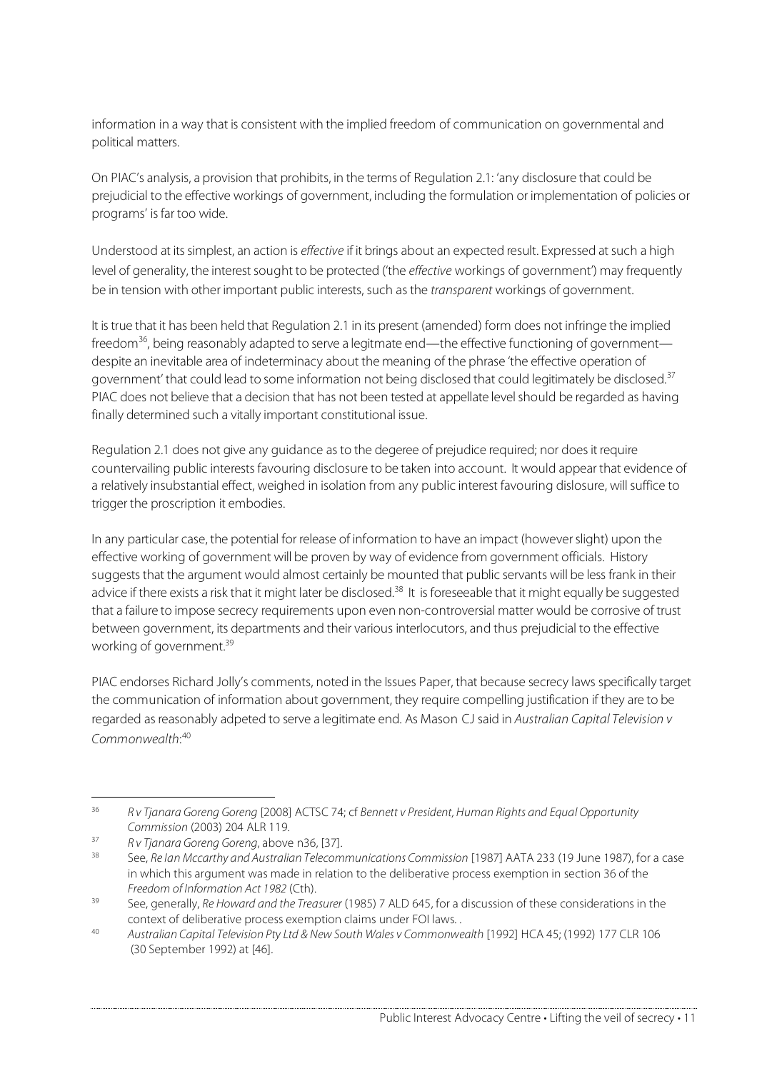information in a way that is consistent with the implied freedom of communication on governmental and political matters.

On PIAC's analysis, a provision that prohibits, in the terms of Regulation 2.1: 'any disclosure that could be prejudicial to the effective workings of government, including the formulation or implementation of policies or programs' is far too wide.

Understood at its simplest, an action is *effective* if it brings about an expected result. Expressed at such a high level of generality, the interest sought to be protected ('the *effective* workings of government') may frequently be in tension with other important public interests, such as the *transparent* workings of government.

It is true that it has been held that Regulation 2.1 in its present (amended) form does not infringe the implied freedom[36], being reasonably adapted to serve a legitmate end—the effective functioning of government—despite an inevitable area of indeterminacy about the meaning of the phrase 'the effective operation of government' that could lead to some information not being disclosed that could legitimately be disclosed.[37] PIAC does not believe that a decision that has not been tested at appellate level should be regarded as having finally determined such a vitally important constitutional issue.

Regulation 2.1 does not give any guidance as to the degeree of prejudice required; nor does it require countervailing public interests favouring disclosure to be taken into account. It would appear that evidence of a relatively insubstantial effect, weighed in isolation from any public interest favouring dislosure, will suffice to trigger the proscription it embodies.

In any particular case, the potential for release of information to have an impact (however slight) upon the effective working of government will be proven by way of evidence from government officials. History suggests that the argument would almost certainly be mounted that public servants will be less frank in their advice if there exists a risk that it might later be disclosed.[38] It is foreseeable that it might equally be suggested that a failure to impose secrecy requirements upon even non-controversial matter would be corrosive of trust between government, its departments and their various interlocutors, and thus prejudicial to the effective working of government.[39]

PIAC endorses Richard Jolly's comments, noted in the Issues Paper, that because secrecy laws specifically target the communication of information about government, they require compelling justification if they are to be regarded as reasonably adpeted to serve a legitimate end. As Mason CJ said in *Australian Capital Television v Commonwealth*:[40]

---

[36] *R v Tjanara Goreng Goreng* [2008] ACTSC 74; cf *Bennett v President, Human Rights and Equal Opportunity Commission* (2003) 204 ALR 119.

[37] *R v Tjanara Goreng Goreng*, above n36, [37].

[38] See, *Re Ian Mccarthy and Australian Telecommunications Commission* [1987] AATA 233 (19 June 1987), for a case in which this argument was made in relation to the deliberative process exemption in section 36 of the *Freedom of Information Act 1982* (Cth).

[39] See, generally, *Re Howard and the Treasurer* (1985) 7 ALD 645, for a discussion of these considerations in the context of deliberative process exemption claims under FOI laws. .

[40] *Australian Capital Television Pty Ltd & New South Wales v Commonwealth* [1992] HCA 45; (1992) 177 CLR 106 (30 September 1992) at [46].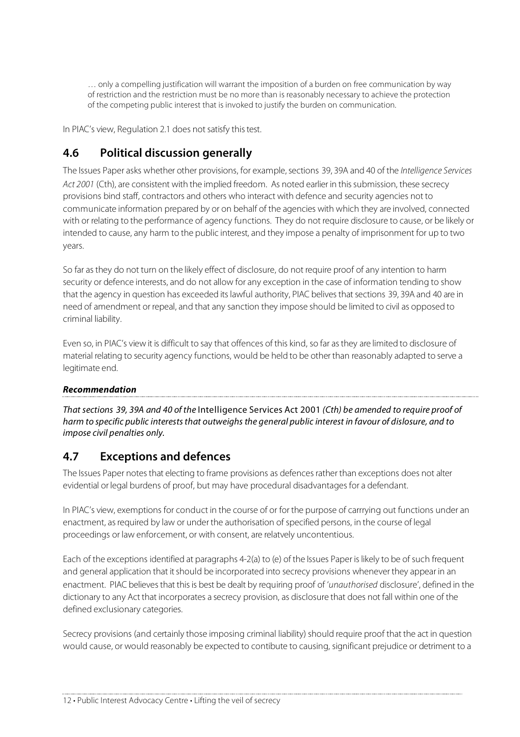… only a compelling justification will warrant the imposition of a burden on free communication by way of restriction and the restriction must be no more than is reasonably necessary to achieve the protection of the competing public interest that is invoked to justify the burden on communication.

In PIAC's view, Regulation 2.1 does not satisfy this test.

## 4.6 Political discussion generally

The Issues Paper asks whether other provisions, for example, sections 39, 39A and 40 of the *Intelligence Services Act 2001* (Cth), are consistent with the implied freedom. As noted earlier in this submission, these secrecy provisions bind staff, contractors and others who interact with defence and security agencies not to communicate information prepared by or on behalf of the agencies with which they are involved, connected with or relating to the performance of agency functions. They do not require disclosure to cause, or be likely or intended to cause, any harm to the public interest, and they impose a penalty of imprisonment for up to two years.

So far as they do not turn on the likely effect of disclosure, do not require proof of any intention to harm security or defence interests, and do not allow for any exception in the case of information tending to show that the agency in question has exceeded its lawful authority, PIAC belives that sections 39, 39A and 40 are in need of amendment or repeal, and that any sanction they impose should be limited to civil as opposed to criminal liability.

Even so, in PIAC's view it is difficult to say that offences of this kind, so far as they are limited to disclosure of material relating to security agency functions, would be held to be other than reasonably adapted to serve a legitimate end.

***Recommendation***

*That sections 39, 39A and 40 of the* Intelligence Services Act 2001 *(Cth) be amended to require proof of harm to specific public interests that outweighs the general public interest in favour of dislosure, and to impose civil penalties only.*

## 4.7 Exceptions and defences

The Issues Paper notes that electing to frame provisions as defences rather than exceptions does not alter evidential or legal burdens of proof, but may have procedural disadvantages for a defendant.

In PIAC's view, exemptions for conduct in the course of or for the purpose of carrrying out functions under an enactment, as required by law or under the authorisation of specified persons, in the course of legal proceedings or law enforcement, or with consent, are relatvely uncontentious.

Each of the exceptions identified at paragraphs 4-2(a) to (e) of the Issues Paper is likely to be of such frequent and general application that it should be incorporated into secrecy provisions whenever they appear in an enactment. PIAC believes that this is best be dealt by requiring proof of '*unauthorised* disclosure', defined in the dictionary to any Act that incorporates a secrecy provision, as disclosure that does not fall within one of the defined exclusionary categories.

Secrecy provisions (and certainly those imposing criminal liability) should require proof that the act in question would cause, or would reasonably be expected to contibute to causing, significant prejudice or detriment to a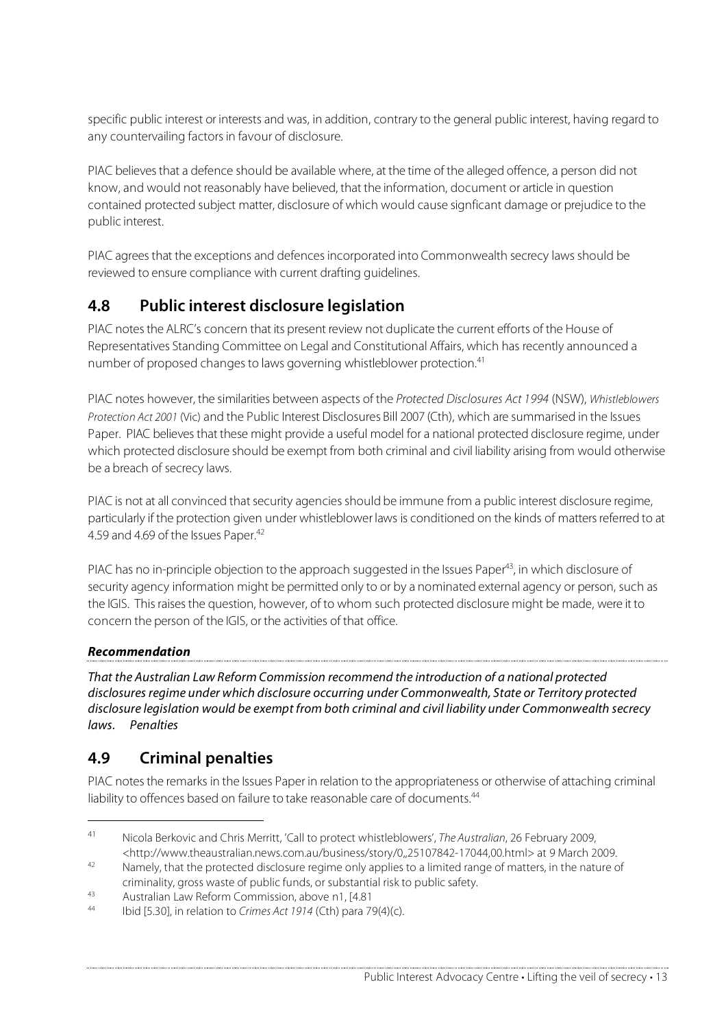specific public interest or interests and was, in addition, contrary to the general public interest, having regard to any countervailing factors in favour of disclosure.

PIAC believes that a defence should be available where, at the time of the alleged offence, a person did not know, and would not reasonably have believed, that the information, document or article in question contained protected subject matter, disclosure of which would cause signficant damage or prejudice to the public interest.

PIAC agrees that the exceptions and defences incorporated into Commonwealth secrecy laws should be reviewed to ensure compliance with current drafting guidelines.

## 4.8 Public interest disclosure legislation

PIAC notes the ALRC's concern that its present review not duplicate the current efforts of the House of Representatives Standing Committee on Legal and Constitutional Affairs, which has recently announced a number of proposed changes to laws governing whistleblower protection.[41]

PIAC notes however, the similarities between aspects of the *Protected Disclosures Act 1994* (NSW), *Whistleblowers Protection Act 2001* (Vic) and the Public Interest Disclosures Bill 2007 (Cth), which are summarised in the Issues Paper. PIAC believes that these might provide a useful model for a national protected disclosure regime, under which protected disclosure should be exempt from both criminal and civil liability arising from would otherwise be a breach of secrecy laws.

PIAC is not at all convinced that security agencies should be immune from a public interest disclosure regime, particularly if the protection given under whistleblower laws is conditioned on the kinds of matters referred to at 4.59 and 4.69 of the Issues Paper.[42]

PIAC has no in-principle objection to the approach suggested in the Issues Paper[43], in which disclosure of security agency information might be permitted only to or by a nominated external agency or person, such as the IGIS. This raises the question, however, of to whom such protected disclosure might be made, were it to concern the person of the IGIS, or the activities of that office.

***Recommendation***

*That the Australian Law Reform Commission recommend the introduction of a national protected disclosures regime under which disclosure occurring under Commonwealth, State or Territory protected disclosure legislation would be exempt from both criminal and civil liability under Commonwealth secrecy laws. Penalties*

## 4.9 Criminal penalties

PIAC notes the remarks in the Issues Paper in relation to the appropriateness or otherwise of attaching criminal liability to offences based on failure to take reasonable care of documents.[44]

---

[41] Nicola Berkovic and Chris Merritt, 'Call to protect whistleblowers', *The Australian*, 26 February 2009, <http://www.theaustralian.news.com.au/business/story/0,,25107842-17044,00.html> at 9 March 2009.

[42] Namely, that the protected disclosure regime only applies to a limited range of matters, in the nature of criminality, gross waste of public funds, or substantial risk to public safety.

[43] Australian Law Reform Commission, above n1, [4.81

[44] Ibid [5.30], in relation to *Crimes Act 1914* (Cth) para 79(4)(c).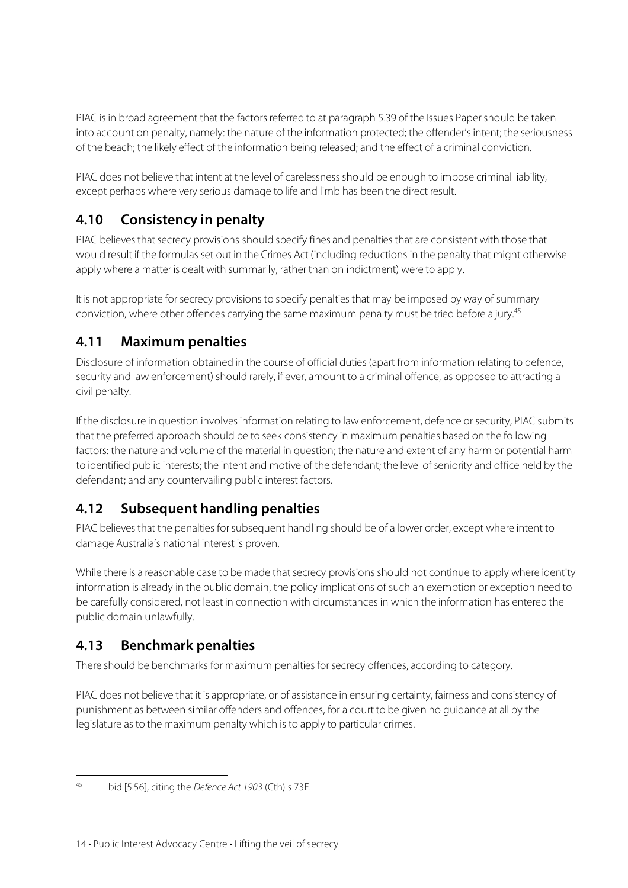PIAC is in broad agreement that the factors referred to at paragraph 5.39 of the Issues Paper should be taken into account on penalty, namely: the nature of the information protected; the offender's intent; the seriousness of the beach; the likely effect of the information being released; and the effect of a criminal conviction.

PIAC does not believe that intent at the level of carelessness should be enough to impose criminal liability, except perhaps where very serious damage to life and limb has been the direct result.

## 4.10 Consistency in penalty

PIAC believes that secrecy provisions should specify fines and penalties that are consistent with those that would result if the formulas set out in the Crimes Act (including reductions in the penalty that might otherwise apply where a matter is dealt with summarily, rather than on indictment) were to apply.

It is not appropriate for secrecy provisions to specify penalties that may be imposed by way of summary conviction, where other offences carrying the same maximum penalty must be tried before a jury.[45]

## 4.11 Maximum penalties

Disclosure of information obtained in the course of official duties (apart from information relating to defence, security and law enforcement) should rarely, if ever, amount to a criminal offence, as opposed to attracting a civil penalty.

If the disclosure in question involves information relating to law enforcement, defence or security, PIAC submits that the preferred approach should be to seek consistency in maximum penalties based on the following factors: the nature and volume of the material in question; the nature and extent of any harm or potential harm to identified public interests; the intent and motive of the defendant; the level of seniority and office held by the defendant; and any countervailing public interest factors.

## 4.12 Subsequent handling penalties

PIAC believes that the penalties for subsequent handling should be of a lower order, except where intent to damage Australia's national interest is proven.

While there is a reasonable case to be made that secrecy provisions should not continue to apply where identity information is already in the public domain, the policy implications of such an exemption or exception need to be carefully considered, not least in connection with circumstances in which the information has entered the public domain unlawfully.

## 4.13 Benchmark penalties

There should be benchmarks for maximum penalties for secrecy offences, according to category.

PIAC does not believe that it is appropriate, or of assistance in ensuring certainty, fairness and consistency of punishment as between similar offenders and offences, for a court to be given no guidance at all by the legislature as to the maximum penalty which is to apply to particular crimes.

---

[45] Ibid [5.56], citing the *Defence Act 1903* (Cth) s 73F.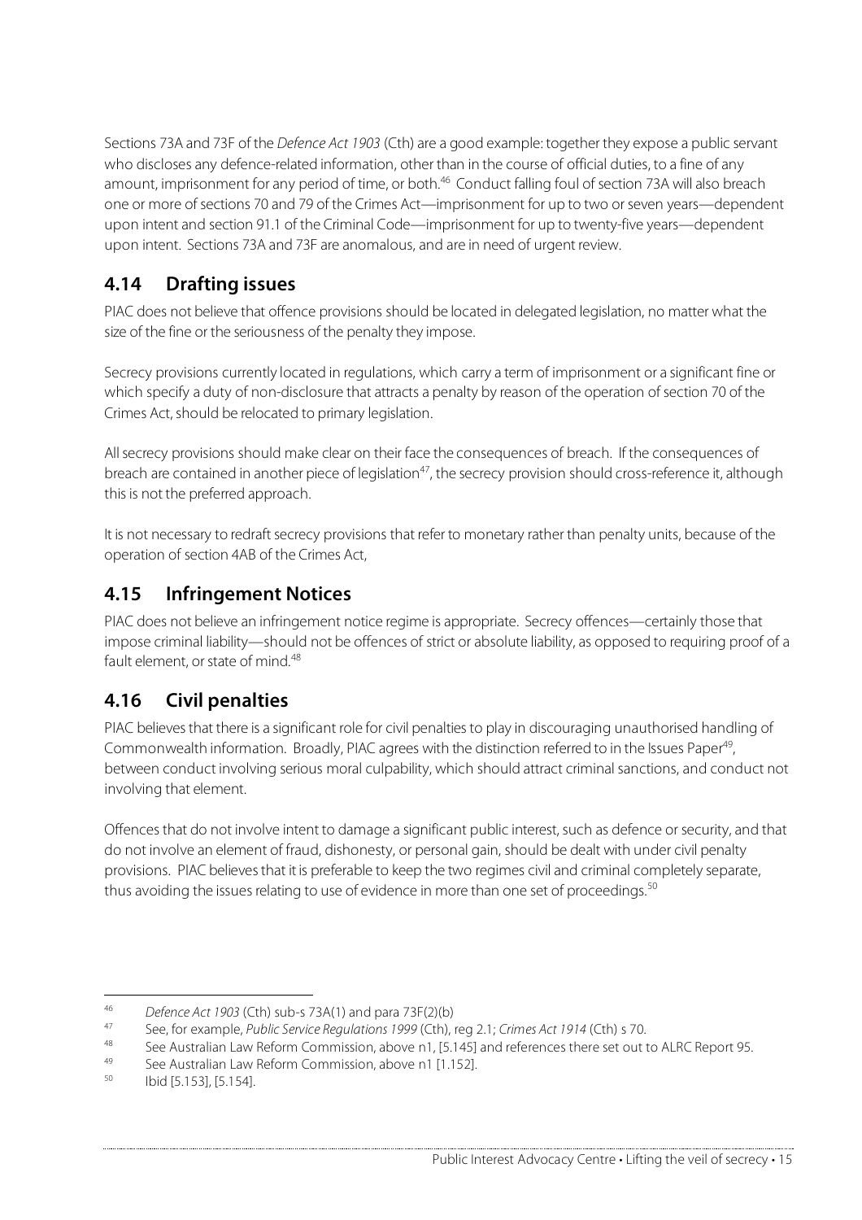Sections 73A and 73F of the *Defence Act 1903* (Cth) are a good example: together they expose a public servant who discloses any defence-related information, other than in the course of official duties, to a fine of any amount, imprisonment for any period of time, or both.[46] Conduct falling foul of section 73A will also breach one or more of sections 70 and 79 of the Crimes Act—imprisonment for up to two or seven years—dependent upon intent and section 91.1 of the Criminal Code—imprisonment for up to twenty-five years—dependent upon intent. Sections 73A and 73F are anomalous, and are in need of urgent review.

## 4.14 Drafting issues

PIAC does not believe that offence provisions should be located in delegated legislation, no matter what the size of the fine or the seriousness of the penalty they impose.

Secrecy provisions currently located in regulations, which carry a term of imprisonment or a significant fine or which specify a duty of non-disclosure that attracts a penalty by reason of the operation of section 70 of the Crimes Act, should be relocated to primary legislation.

All secrecy provisions should make clear on their face the consequences of breach. If the consequences of breach are contained in another piece of legislation[47], the secrecy provision should cross-reference it, although this is not the preferred approach.

It is not necessary to redraft secrecy provisions that refer to monetary rather than penalty units, because of the operation of section 4AB of the Crimes Act,

## 4.15 Infringement Notices

PIAC does not believe an infringement notice regime is appropriate. Secrecy offences—certainly those that impose criminal liability—should not be offences of strict or absolute liability, as opposed to requiring proof of a fault element, or state of mind.[48]

## 4.16 Civil penalties

PIAC believes that there is a significant role for civil penalties to play in discouraging unauthorised handling of Commonwealth information. Broadly, PIAC agrees with the distinction referred to in the Issues Paper[49], between conduct involving serious moral culpability, which should attract criminal sanctions, and conduct not involving that element.

Offences that do not involve intent to damage a significant public interest, such as defence or security, and that do not involve an element of fraud, dishonesty, or personal gain, should be dealt with under civil penalty provisions. PIAC believes that it is preferable to keep the two regimes civil and criminal completely separate, thus avoiding the issues relating to use of evidence in more than one set of proceedings.[50]

---

46 *Defence Act 1903* (Cth) sub-s 73A(1) and para 73F(2)(b)

47 See, for example, *Public Service Regulations 1999* (Cth), reg 2.1; *Crimes Act 1914* (Cth) s 70.

48 See Australian Law Reform Commission, above n1, [5.145] and references there set out to ALRC Report 95.

49 See Australian Law Reform Commission, above n1 [1.152].

50 Ibid [5.153], [5.154].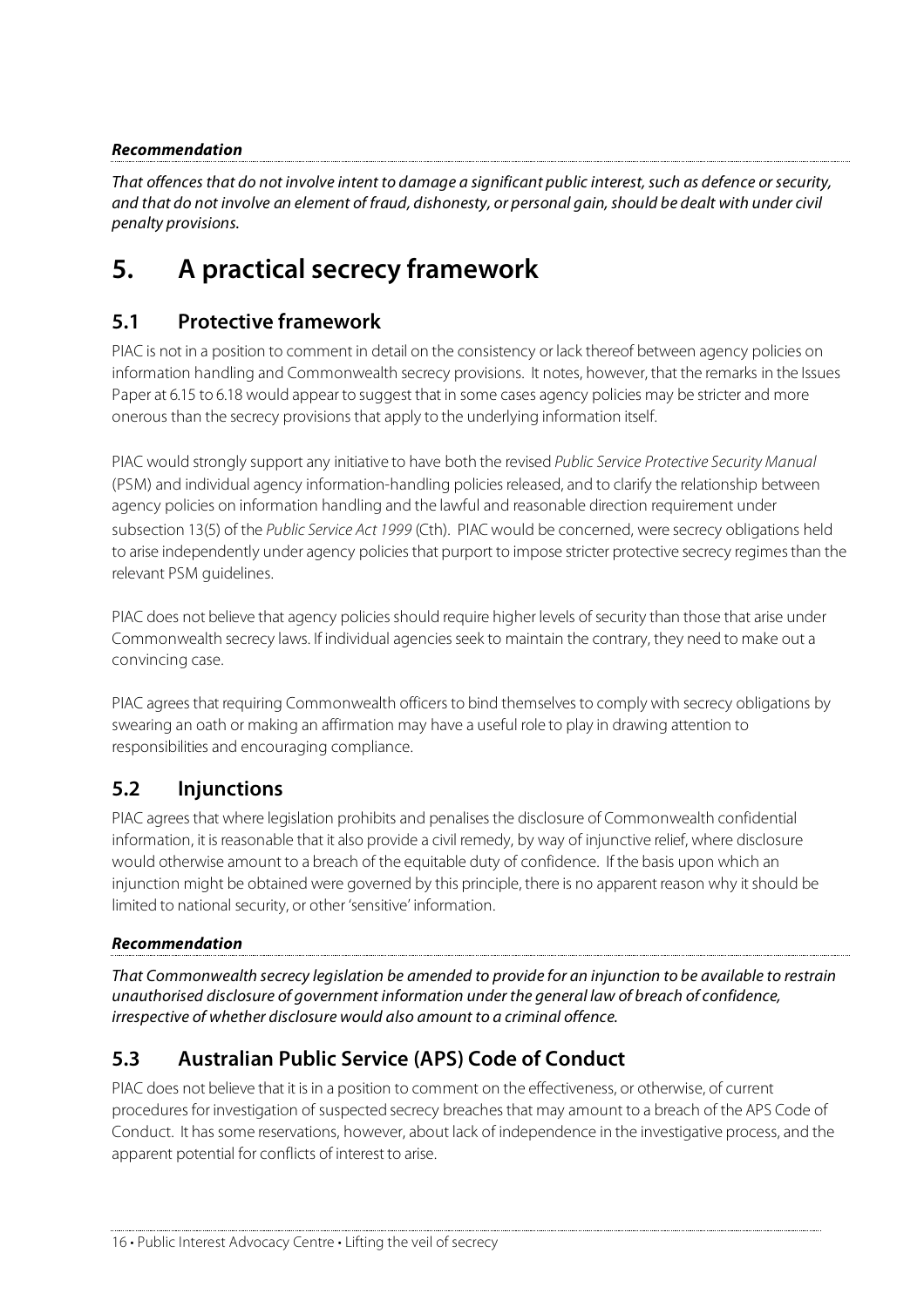***Recommendation***

*That offences that do not involve intent to damage a significant public interest, such as defence or security, and that do not involve an element of fraud, dishonesty, or personal gain, should be dealt with under civil penalty provisions.*

# 5. A practical secrecy framework

## 5.1 Protective framework

PIAC is not in a position to comment in detail on the consistency or lack thereof between agency policies on information handling and Commonwealth secrecy provisions. It notes, however, that the remarks in the Issues Paper at 6.15 to 6.18 would appear to suggest that in some cases agency policies may be stricter and more onerous than the secrecy provisions that apply to the underlying information itself.

PIAC would strongly support any initiative to have both the revised *Public Service Protective Security Manual* (PSM) and individual agency information-handling policies released, and to clarify the relationship between agency policies on information handling and the lawful and reasonable direction requirement under subsection 13(5) of the *Public Service Act 1999* (Cth). PIAC would be concerned, were secrecy obligations held to arise independently under agency policies that purport to impose stricter protective secrecy regimes than the relevant PSM guidelines.

PIAC does not believe that agency policies should require higher levels of security than those that arise under Commonwealth secrecy laws. If individual agencies seek to maintain the contrary, they need to make out a convincing case.

PIAC agrees that requiring Commonwealth officers to bind themselves to comply with secrecy obligations by swearing an oath or making an affirmation may have a useful role to play in drawing attention to responsibilities and encouraging compliance.

## 5.2 Injunctions

PIAC agrees that where legislation prohibits and penalises the disclosure of Commonwealth confidential information, it is reasonable that it also provide a civil remedy, by way of injunctive relief, where disclosure would otherwise amount to a breach of the equitable duty of confidence. If the basis upon which an injunction might be obtained were governed by this principle, there is no apparent reason why it should be limited to national security, or other 'sensitive' information.

***Recommendation***

*That Commonwealth secrecy legislation be amended to provide for an injunction to be available to restrain unauthorised disclosure of government information under the general law of breach of confidence, irrespective of whether disclosure would also amount to a criminal offence.*

## 5.3 Australian Public Service (APS) Code of Conduct

PIAC does not believe that it is in a position to comment on the effectiveness, or otherwise, of current procedures for investigation of suspected secrecy breaches that may amount to a breach of the APS Code of Conduct. It has some reservations, however, about lack of independence in the investigative process, and the apparent potential for conflicts of interest to arise.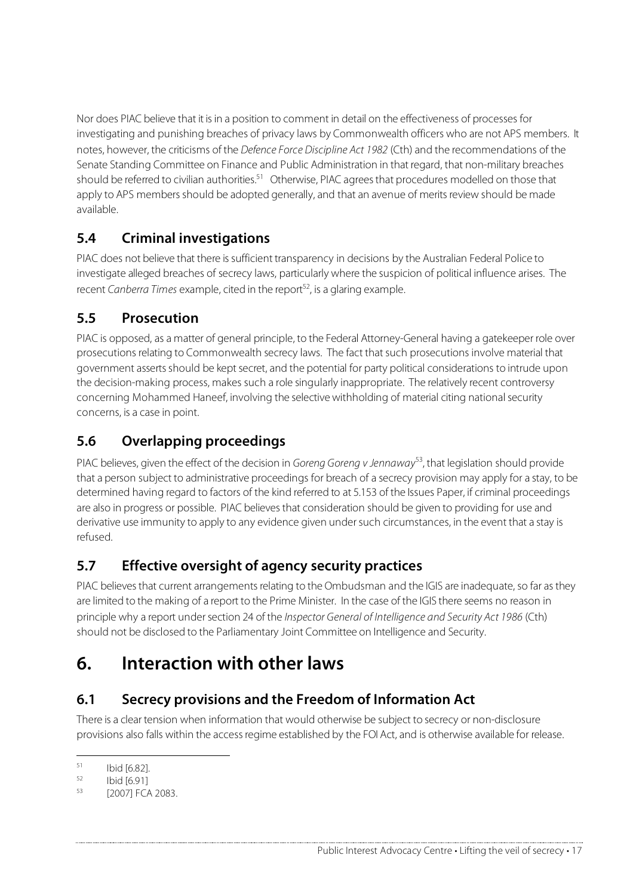Nor does PIAC believe that it is in a position to comment in detail on the effectiveness of processes for investigating and punishing breaches of privacy laws by Commonwealth officers who are not APS members. It notes, however, the criticisms of the *Defence Force Discipline Act 1982* (Cth) and the recommendations of the Senate Standing Committee on Finance and Public Administration in that regard, that non-military breaches should be referred to civilian authorities.[51] Otherwise, PIAC agrees that procedures modelled on those that apply to APS members should be adopted generally, and that an avenue of merits review should be made available.

## 5.4 Criminal investigations

PIAC does not believe that there is sufficient transparency in decisions by the Australian Federal Police to investigate alleged breaches of secrecy laws, particularly where the suspicion of political influence arises. The recent *Canberra Times* example, cited in the report[52], is a glaring example.

## 5.5 Prosecution

PIAC is opposed, as a matter of general principle, to the Federal Attorney-General having a gatekeeper role over prosecutions relating to Commonwealth secrecy laws. The fact that such prosecutions involve material that government asserts should be kept secret, and the potential for party political considerations to intrude upon the decision-making process, makes such a role singularly inappropriate. The relatively recent controversy concerning Mohammed Haneef, involving the selective withholding of material citing national security concerns, is a case in point.

## 5.6 Overlapping proceedings

PIAC believes, given the effect of the decision in *Goreng Goreng v Jennaway*[53], that legislation should provide that a person subject to administrative proceedings for breach of a secrecy provision may apply for a stay, to be determined having regard to factors of the kind referred to at 5.153 of the Issues Paper, if criminal proceedings are also in progress or possible. PIAC believes that consideration should be given to providing for use and derivative use immunity to apply to any evidence given under such circumstances, in the event that a stay is refused.

## 5.7 Effective oversight of agency security practices

PIAC believes that current arrangements relating to the Ombudsman and the IGIS are inadequate, so far as they are limited to the making of a report to the Prime Minister. In the case of the IGIS there seems no reason in principle why a report under section 24 of the *Inspector General of Intelligence and Security Act 1986* (Cth) should not be disclosed to the Parliamentary Joint Committee on Intelligence and Security.

# 6. Interaction with other laws

## 6.1 Secrecy provisions and the Freedom of Information Act

There is a clear tension when information that would otherwise be subject to secrecy or non-disclosure provisions also falls within the access regime established by the FOI Act, and is otherwise available for release.

---

[51] Ibid [6.82].

[52] Ibid [6.91]

[53] [2007] FCA 2083.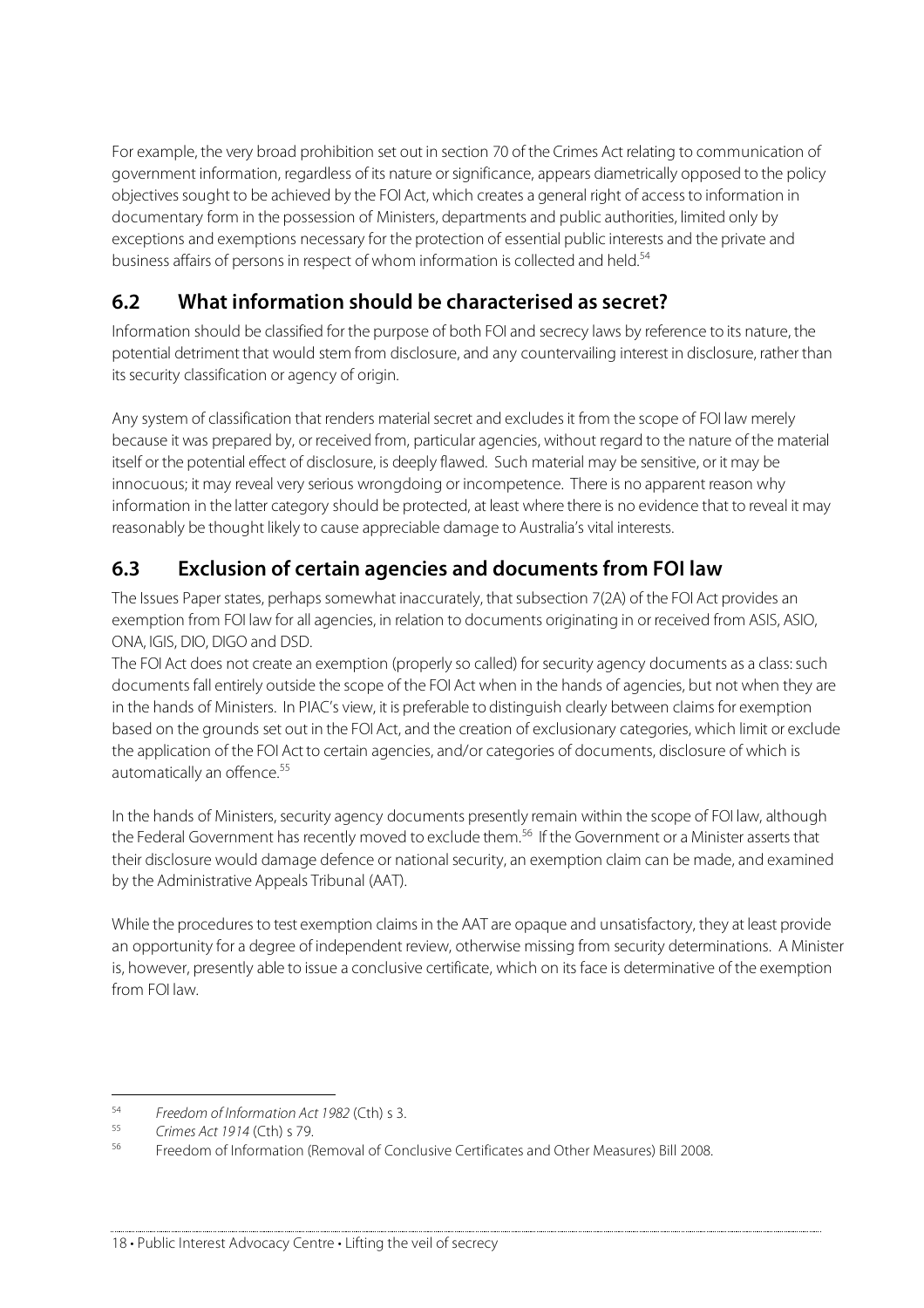For example, the very broad prohibition set out in section 70 of the Crimes Act relating to communication of government information, regardless of its nature or significance, appears diametrically opposed to the policy objectives sought to be achieved by the FOI Act, which creates a general right of access to information in documentary form in the possession of Ministers, departments and public authorities, limited only by exceptions and exemptions necessary for the protection of essential public interests and the private and business affairs of persons in respect of whom information is collected and held.[54]

## 6.2 What information should be characterised as secret?

Information should be classified for the purpose of both FOI and secrecy laws by reference to its nature, the potential detriment that would stem from disclosure, and any countervailing interest in disclosure, rather than its security classification or agency of origin.

Any system of classification that renders material secret and excludes it from the scope of FOI law merely because it was prepared by, or received from, particular agencies, without regard to the nature of the material itself or the potential effect of disclosure, is deeply flawed. Such material may be sensitive, or it may be innocuous; it may reveal very serious wrongdoing or incompetence. There is no apparent reason why information in the latter category should be protected, at least where there is no evidence that to reveal it may reasonably be thought likely to cause appreciable damage to Australia's vital interests.

## 6.3 Exclusion of certain agencies and documents from FOI law

The Issues Paper states, perhaps somewhat inaccurately, that subsection 7(2A) of the FOI Act provides an exemption from FOI law for all agencies, in relation to documents originating in or received from ASIS, ASIO, ONA, IGIS, DIO, DIGO and DSD.

The FOI Act does not create an exemption (properly so called) for security agency documents as a class: such documents fall entirely outside the scope of the FOI Act when in the hands of agencies, but not when they are in the hands of Ministers. In PIAC's view, it is preferable to distinguish clearly between claims for exemption based on the grounds set out in the FOI Act, and the creation of exclusionary categories, which limit or exclude the application of the FOI Act to certain agencies, and/or categories of documents, disclosure of which is automatically an offence.[55]

In the hands of Ministers, security agency documents presently remain within the scope of FOI law, although the Federal Government has recently moved to exclude them.[56] If the Government or a Minister asserts that their disclosure would damage defence or national security, an exemption claim can be made, and examined by the Administrative Appeals Tribunal (AAT).

While the procedures to test exemption claims in the AAT are opaque and unsatisfactory, they at least provide an opportunity for a degree of independent review, otherwise missing from security determinations. A Minister is, however, presently able to issue a conclusive certificate, which on its face is determinative of the exemption from FOI law.

---

[54] *Freedom of Information Act 1982* (Cth) s 3.

[55] *Crimes Act 1914* (Cth) s 79.

[56] Freedom of Information (Removal of Conclusive Certificates and Other Measures) Bill 2008.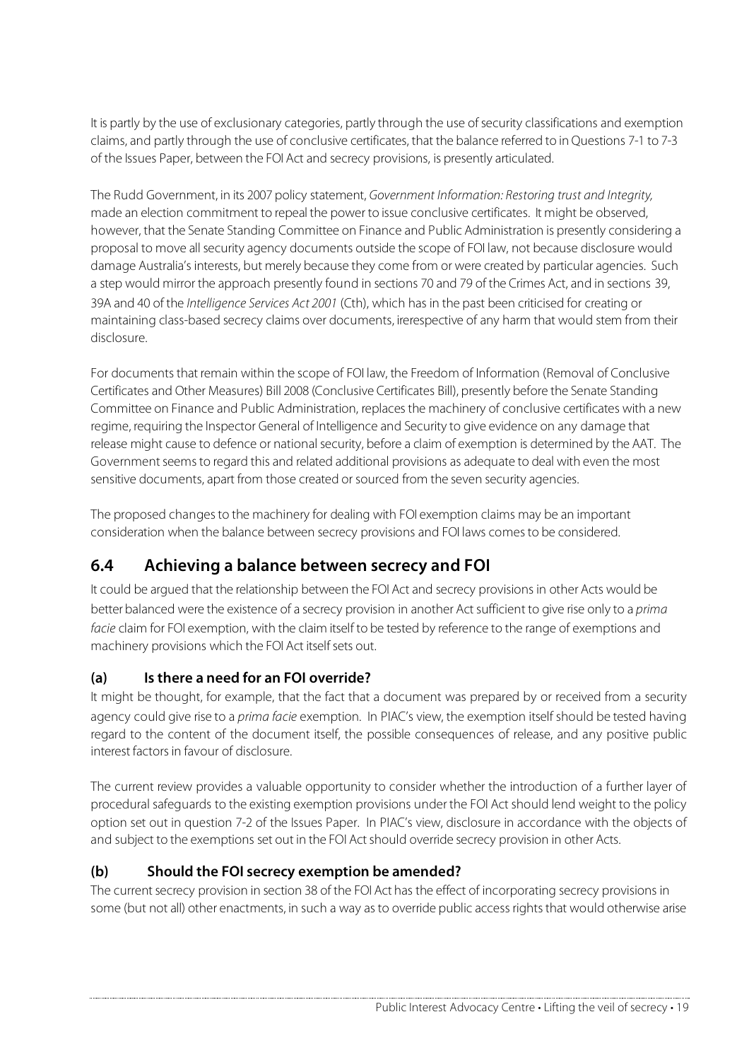It is partly by the use of exclusionary categories, partly through the use of security classifications and exemption claims, and partly through the use of conclusive certificates, that the balance referred to in Questions 7-1 to 7-3 of the Issues Paper, between the FOI Act and secrecy provisions, is presently articulated.

The Rudd Government, in its 2007 policy statement, *Government Information: Restoring trust and Integrity*, made an election commitment to repeal the power to issue conclusive certificates. It might be observed, however, that the Senate Standing Committee on Finance and Public Administration is presently considering a proposal to move all security agency documents outside the scope of FOI law, not because disclosure would damage Australia's interests, but merely because they come from or were created by particular agencies. Such a step would mirror the approach presently found in sections 70 and 79 of the Crimes Act, and in sections 39, 39A and 40 of the *Intelligence Services Act 2001* (Cth), which has in the past been criticised for creating or maintaining class-based secrecy claims over documents, irerespective of any harm that would stem from their disclosure.

For documents that remain within the scope of FOI law, the Freedom of Information (Removal of Conclusive Certificates and Other Measures) Bill 2008 (Conclusive Certificates Bill), presently before the Senate Standing Committee on Finance and Public Administration, replaces the machinery of conclusive certificates with a new regime, requiring the Inspector General of Intelligence and Security to give evidence on any damage that release might cause to defence or national security, before a claim of exemption is determined by the AAT. The Government seems to regard this and related additional provisions as adequate to deal with even the most sensitive documents, apart from those created or sourced from the seven security agencies.

The proposed changes to the machinery for dealing with FOI exemption claims may be an important consideration when the balance between secrecy provisions and FOI laws comes to be considered.

## 6.4 Achieving a balance between secrecy and FOI

It could be argued that the relationship between the FOI Act and secrecy provisions in other Acts would be better balanced were the existence of a secrecy provision in another Act sufficient to give rise only to a *prima facie* claim for FOI exemption, with the claim itself to be tested by reference to the range of exemptions and machinery provisions which the FOI Act itself sets out.

### (a) Is there a need for an FOI override?

It might be thought, for example, that the fact that a document was prepared by or received from a security agency could give rise to a *prima facie* exemption. In PIAC's view, the exemption itself should be tested having regard to the content of the document itself, the possible consequences of release, and any positive public interest factors in favour of disclosure.

The current review provides a valuable opportunity to consider whether the introduction of a further layer of procedural safeguards to the existing exemption provisions under the FOI Act should lend weight to the policy option set out in question 7-2 of the Issues Paper. In PIAC's view, disclosure in accordance with the objects of and subject to the exemptions set out in the FOI Act should override secrecy provision in other Acts.

### (b) Should the FOI secrecy exemption be amended?

The current secrecy provision in section 38 of the FOI Act has the effect of incorporating secrecy provisions in some (but not all) other enactments, in such a way as to override public access rights that would otherwise arise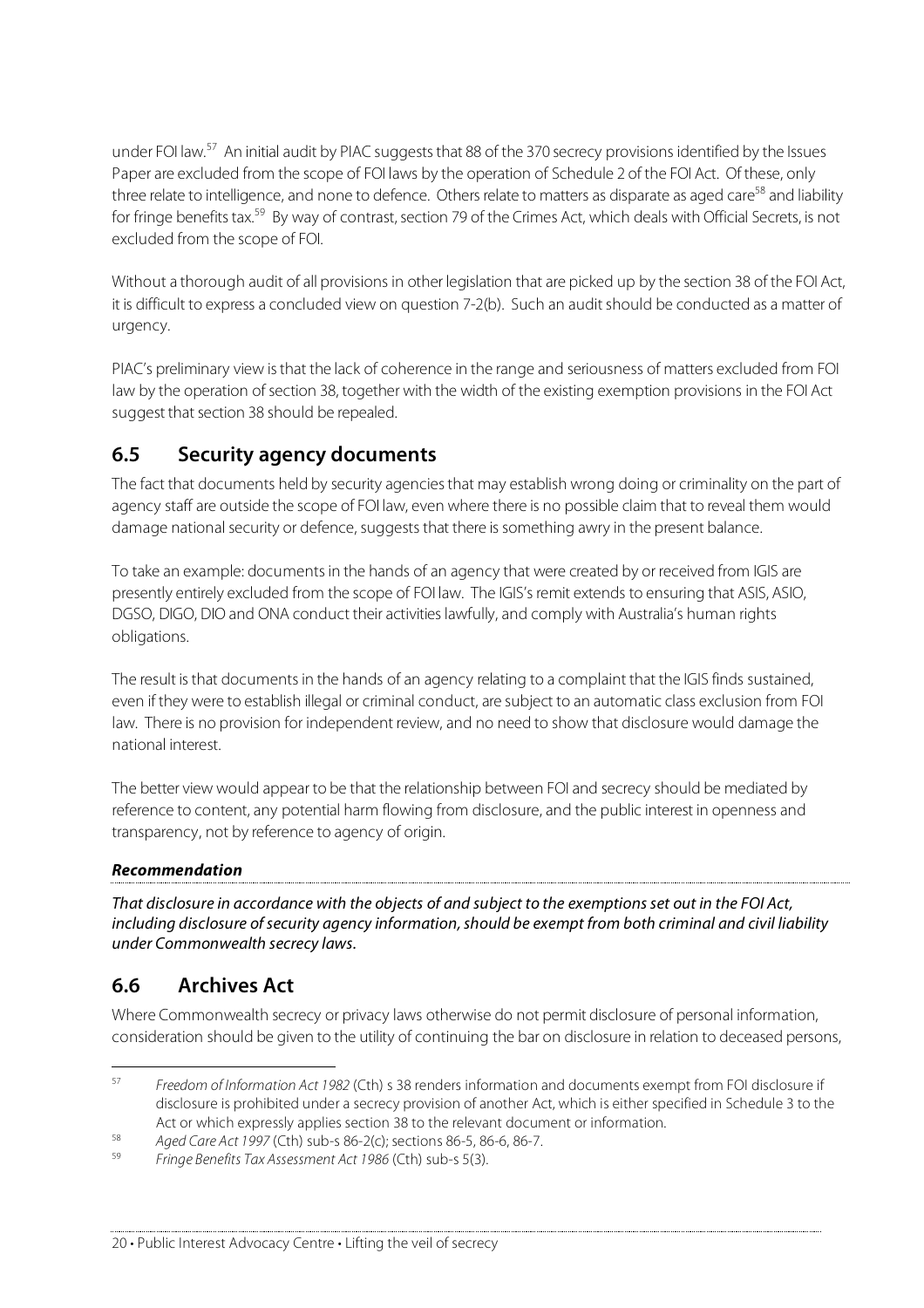under FOI law.[57] An initial audit by PIAC suggests that 88 of the 370 secrecy provisions identified by the Issues Paper are excluded from the scope of FOI laws by the operation of Schedule 2 of the FOI Act. Of these, only three relate to intelligence, and none to defence. Others relate to matters as disparate as aged care[58] and liability for fringe benefits tax.[59] By way of contrast, section 79 of the Crimes Act, which deals with Official Secrets, is not excluded from the scope of FOI.

Without a thorough audit of all provisions in other legislation that are picked up by the section 38 of the FOI Act, it is difficult to express a concluded view on question 7-2(b). Such an audit should be conducted as a matter of urgency.

PIAC's preliminary view is that the lack of coherence in the range and seriousness of matters excluded from FOI law by the operation of section 38, together with the width of the existing exemption provisions in the FOI Act suggest that section 38 should be repealed.

## 6.5 Security agency documents

The fact that documents held by security agencies that may establish wrong doing or criminality on the part of agency staff are outside the scope of FOI law, even where there is no possible claim that to reveal them would damage national security or defence, suggests that there is something awry in the present balance.

To take an example: documents in the hands of an agency that were created by or received from IGIS are presently entirely excluded from the scope of FOI law. The IGIS's remit extends to ensuring that ASIS, ASIO, DGSO, DIGO, DIO and ONA conduct their activities lawfully, and comply with Australia's human rights obligations.

The result is that documents in the hands of an agency relating to a complaint that the IGIS finds sustained, even if they were to establish illegal or criminal conduct, are subject to an automatic class exclusion from FOI law. There is no provision for independent review, and no need to show that disclosure would damage the national interest.

The better view would appear to be that the relationship between FOI and secrecy should be mediated by reference to content, any potential harm flowing from disclosure, and the public interest in openness and transparency, not by reference to agency of origin.

***Recommendation***

*That disclosure in accordance with the objects of and subject to the exemptions set out in the FOI Act, including disclosure of security agency information, should be exempt from both criminal and civil liability under Commonwealth secrecy laws.*

## 6.6 Archives Act

Where Commonwealth secrecy or privacy laws otherwise do not permit disclosure of personal information, consideration should be given to the utility of continuing the bar on disclosure in relation to deceased persons,

---

[57] *Freedom of Information Act 1982* (Cth) s 38 renders information and documents exempt from FOI disclosure if disclosure is prohibited under a secrecy provision of another Act, which is either specified in Schedule 3 to the Act or which expressly applies section 38 to the relevant document or information.

[58] *Aged Care Act 1997* (Cth) sub-s 86-2(c); sections 86-5, 86-6, 86-7.

[59] *Fringe Benefits Tax Assessment Act 1986* (Cth) sub-s 5(3).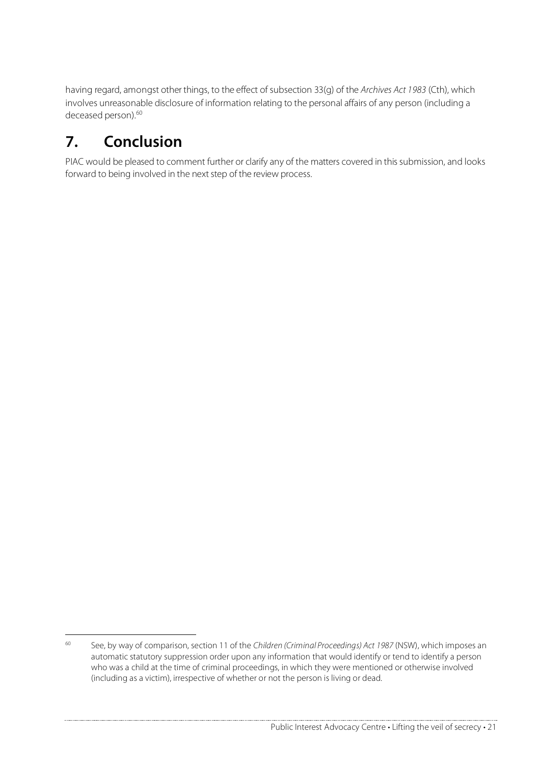having regard, amongst other things, to the effect of subsection 33(g) of the *Archives Act 1983* (Cth), which involves unreasonable disclosure of information relating to the personal affairs of any person (including a deceased person).[60]

## 7. Conclusion

PIAC would be pleased to comment further or clarify any of the matters covered in this submission, and looks forward to being involved in the next step of the review process.

---

[60] See, by way of comparison, section 11 of the *Children (Criminal Proceedings) Act 1987* (NSW), which imposes an automatic statutory suppression order upon any information that would identify or tend to identify a person who was a child at the time of criminal proceedings, in which they were mentioned or otherwise involved (including as a victim), irrespective of whether or not the person is living or dead.